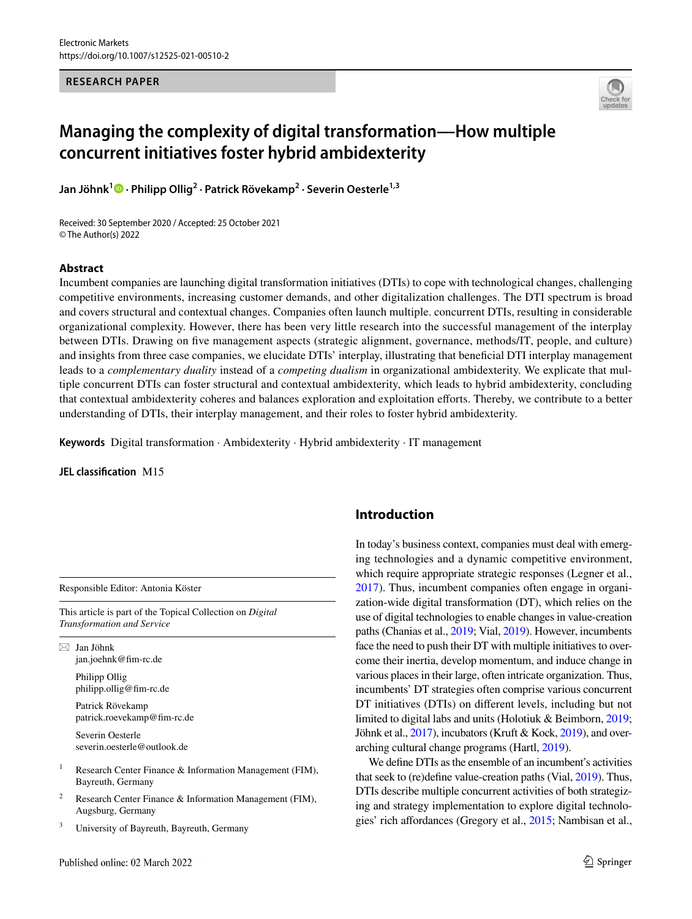RESEARCH PAPER

# Managing the complexity of digital transformation—How multiple concurrent initiatives foster hybrid ambidexterity

**Jan Jöhnk[1] · Philipp Ollig[2] · Patrick Rövekamp[2] · Severin Oesterle[1,3]**

Received: 30 September 2020 / Accepted: 25 October 2021
© The Author(s) 2022

## Abstract

Incumbent companies are launching digital transformation initiatives (DTIs) to cope with technological changes, challenging competitive environments, increasing customer demands, and other digitalization challenges. The DTI spectrum is broad and covers structural and contextual changes. Companies often launch multiple, concurrent DTIs, resulting in considerable organizational complexity. However, there has been very little research into the successful management of the interplay between DTIs. Drawing on five management aspects (strategic alignment, governance, methods/IT, people, and culture) and insights from three case companies, we elucidate DTIs' interplay, illustrating that beneficial DTI interplay management leads to a *complementary duality* instead of a *competing dualism* in organizational ambidexterity. We explicate that multiple concurrent DTIs can foster structural and contextual ambidexterity, which leads to hybrid ambidexterity, concluding that contextual ambidexterity coheres and balances exploration and exploitation efforts. Thereby, we contribute to a better understanding of DTIs, their interplay management, and their roles to foster hybrid ambidexterity.

**Keywords** Digital transformation · Ambidexterity · Hybrid ambidexterity · IT management

**JEL classification** M15

Responsible Editor: Antonia Köster

This article is part of the Topical Collection on *Digital Transformation and Service*

✉ Jan Jöhnk
jan.joehnk@fim-rc.de

Philipp Ollig
philipp.ollig@fim-rc.de

Patrick Rövekamp
patrick.roevekamp@fim-rc.de

Severin Oesterle
severin.oesterle@outlook.de

[1] Research Center Finance & Information Management (FIM), Bayreuth, Germany

[2] Research Center Finance & Information Management (FIM), Augsburg, Germany

[3] University of Bayreuth, Bayreuth, Germany

## Introduction

In today's business context, companies must deal with emerging technologies and a dynamic competitive environment, which require appropriate strategic responses (Legner et al., 2017). Thus, incumbent companies often engage in organization-wide digital transformation (DT), which relies on the use of digital technologies to enable changes in value-creation paths (Chanias et al., 2019; Vial, 2019). However, incumbents face the need to push their DT with multiple initiatives to overcome their inertia, develop momentum, and induce change in various places in their large, often intricate organization. Thus, incumbents' DT strategies often comprise various concurrent DT initiatives (DTIs) on different levels, including but not limited to digital labs and units (Holotiuk & Beimborn, 2019; Jöhnk et al., 2017), incubators (Kruft & Kock, 2019), and overarching cultural change programs (Hartl, 2019).

We define DTIs as the ensemble of an incumbent's activities that seek to (re)define value-creation paths (Vial, 2019). Thus, DTIs describe multiple concurrent activities of both strategizing and strategy implementation to explore digital technologies' rich affordances (Gregory et al., 2015; Nambisan et al.,

Published online: 02 March 2022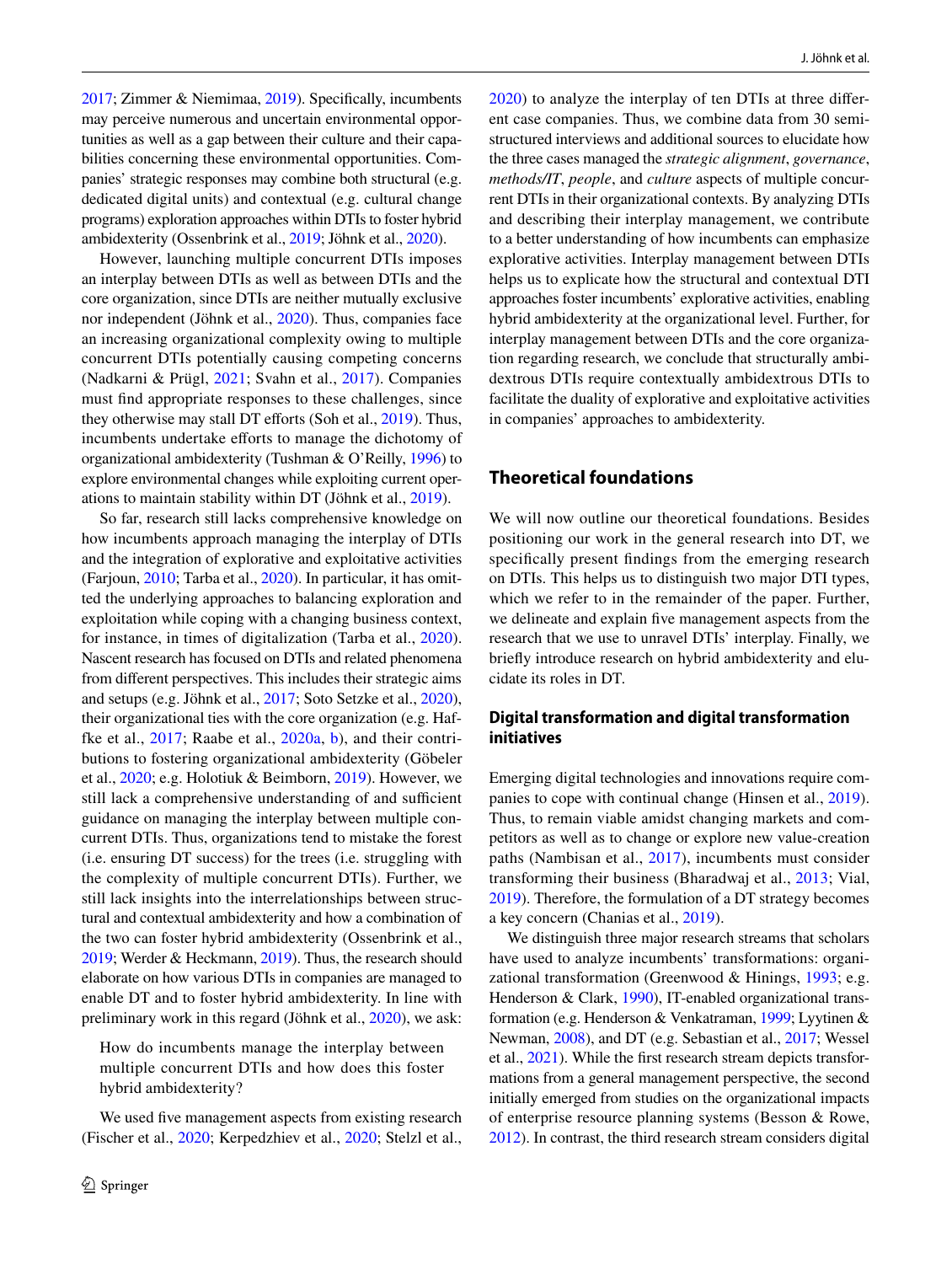2017; Zimmer & Niemimaa, 2019). Specifically, incumbents may perceive numerous and uncertain environmental opportunities as well as a gap between their culture and their capabilities concerning these environmental opportunities. Companies' strategic responses may combine both structural (e.g. dedicated digital units) and contextual (e.g. cultural change programs) exploration approaches within DTIs to foster hybrid ambidexterity (Ossenbrink et al., 2019; Jöhnk et al., 2020).

However, launching multiple concurrent DTIs imposes an interplay between DTIs as well as between DTIs and the core organization, since DTIs are neither mutually exclusive nor independent (Jöhnk et al., 2020). Thus, companies face an increasing organizational complexity owing to multiple concurrent DTIs potentially causing competing concerns (Nadkarni & Prügl, 2021; Svahn et al., 2017). Companies must find appropriate responses to these challenges, since they otherwise may stall DT efforts (Soh et al., 2019). Thus, incumbents undertake efforts to manage the dichotomy of organizational ambidexterity (Tushman & O'Reilly, 1996) to explore environmental changes while exploiting current operations to maintain stability within DT (Jöhnk et al., 2019).

So far, research still lacks comprehensive knowledge on how incumbents approach managing the interplay of DTIs and the integration of explorative and exploitative activities (Farjoun, 2010; Tarba et al., 2020). In particular, it has omitted the underlying approaches to balancing exploration and exploitation while coping with a changing business context, for instance, in times of digitalization (Tarba et al., 2020). Nascent research has focused on DTIs and related phenomena from different perspectives. This includes their strategic aims and setups (e.g. Jöhnk et al., 2017; Soto Setzke et al., 2020), their organizational ties with the core organization (e.g. Haffke et al., 2017; Raabe et al., 2020a, b), and their contributions to fostering organizational ambidexterity (Göbeler et al., 2020; e.g. Holotiuk & Beimborn, 2019). However, we still lack a comprehensive understanding of and sufficient guidance on managing the interplay between multiple concurrent DTIs. Thus, organizations tend to mistake the forest (i.e. ensuring DT success) for the trees (i.e. struggling with the complexity of multiple concurrent DTIs). Further, we still lack insights into the interrelationships between structural and contextual ambidexterity and how a combination of the two can foster hybrid ambidexterity (Ossenbrink et al., 2019; Werder & Heckmann, 2019). Thus, the research should elaborate on how various DTIs in companies are managed to enable DT and to foster hybrid ambidexterity. In line with preliminary work in this regard (Jöhnk et al., 2020), we ask:

> How do incumbents manage the interplay between multiple concurrent DTIs and how does this foster hybrid ambidexterity?

We used five management aspects from existing research (Fischer et al., 2020; Kerpedzhiev et al., 2020; Stelzl et al., 2020) to analyze the interplay of ten DTIs at three different case companies. Thus, we combine data from 30 semi-structured interviews and additional sources to elucidate how the three cases managed the *strategic alignment*, *governance*, *methods/IT*, *people*, and *culture* aspects of multiple concurrent DTIs in their organizational contexts. By analyzing DTIs and describing their interplay management, we contribute to a better understanding of how incumbents can emphasize explorative activities. Interplay management between DTIs helps us to explicate how the structural and contextual DTI approaches foster incumbents' explorative activities, enabling hybrid ambidexterity at the organizational level. Further, for interplay management between DTIs and the core organization regarding research, we conclude that structurally ambidextrous DTIs require contextually ambidextrous DTIs to facilitate the duality of explorative and exploitative activities in companies' approaches to ambidexterity.

## Theoretical foundations

We will now outline our theoretical foundations. Besides positioning our work in the general research into DT, we specifically present findings from the emerging research on DTIs. This helps us to distinguish two major DTI types, which we refer to in the remainder of the paper. Further, we delineate and explain five management aspects from the research that we use to unravel DTIs' interplay. Finally, we briefly introduce research on hybrid ambidexterity and elucidate its roles in DT.

### Digital transformation and digital transformation initiatives

Emerging digital technologies and innovations require companies to cope with continual change (Hinsen et al., 2019). Thus, to remain viable amidst changing markets and competitors as well as to change or explore new value-creation paths (Nambisan et al., 2017), incumbents must consider transforming their business (Bharadwaj et al., 2013; Vial, 2019). Therefore, the formulation of a DT strategy becomes a key concern (Chanias et al., 2019).

We distinguish three major research streams that scholars have used to analyze incumbents' transformations: organizational transformation (Greenwood & Hinings, 1993; e.g. Henderson & Clark, 1990), IT-enabled organizational transformation (e.g. Henderson & Venkatraman, 1999; Lyytinen & Newman, 2008), and DT (e.g. Sebastian et al., 2017; Wessel et al., 2021). While the first research stream depicts transformations from a general management perspective, the second initially emerged from studies on the organizational impacts of enterprise resource planning systems (Besson & Rowe, 2012). In contrast, the third research stream considers digital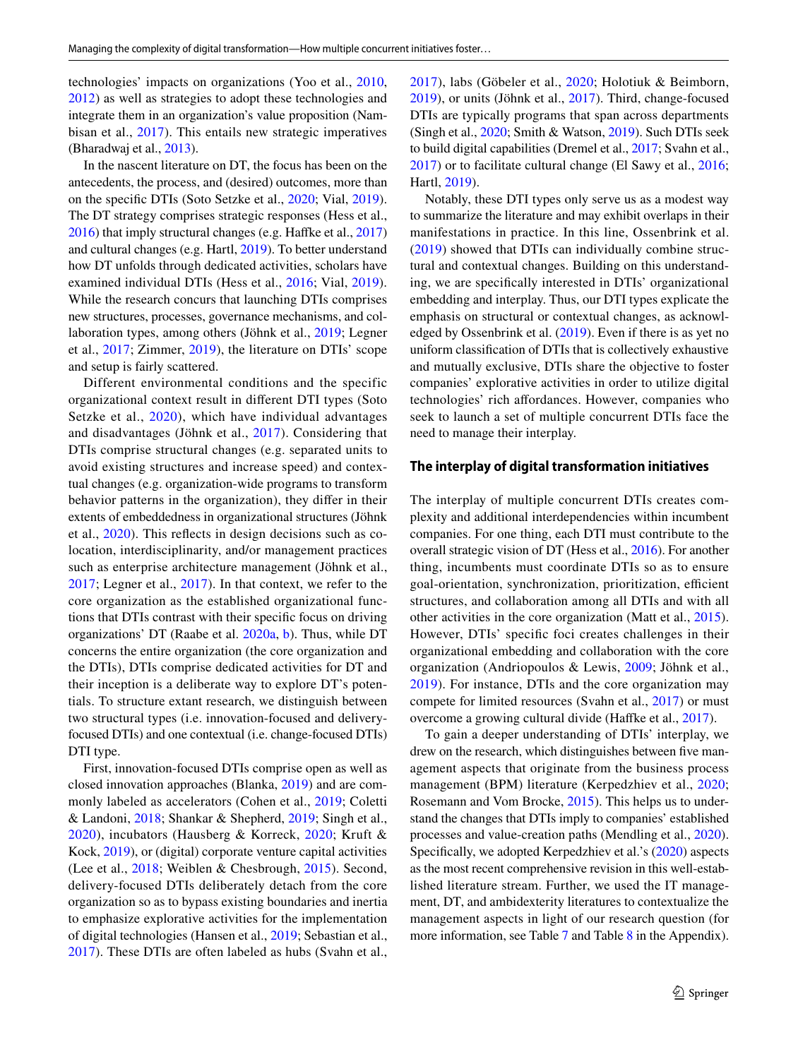technologies' impacts on organizations (Yoo et al., 2010, 2012) as well as strategies to adopt these technologies and integrate them in an organization's value proposition (Nambisan et al., 2017). This entails new strategic imperatives (Bharadwaj et al., 2013).

In the nascent literature on DT, the focus has been on the antecedents, the process, and (desired) outcomes, more than on the specific DTIs (Soto Setzke et al., 2020; Vial, 2019). The DT strategy comprises strategic responses (Hess et al., 2016) that imply structural changes (e.g. Haffke et al., 2017) and cultural changes (e.g. Hartl, 2019). To better understand how DT unfolds through dedicated activities, scholars have examined individual DTIs (Hess et al., 2016; Vial, 2019). While the research concurs that launching DTIs comprises new structures, processes, governance mechanisms, and collaboration types, among others (Jöhnk et al., 2019; Legner et al., 2017; Zimmer, 2019), the literature on DTIs' scope and setup is fairly scattered.

Different environmental conditions and the specific organizational context result in different DTI types (Soto Setzke et al., 2020), which have individual advantages and disadvantages (Jöhnk et al., 2017). Considering that DTIs comprise structural changes (e.g. separated units to avoid existing structures and increase speed) and contextual changes (e.g. organization-wide programs to transform behavior patterns in the organization), they differ in their extents of embeddedness in organizational structures (Jöhnk et al., 2020). This reflects in design decisions such as co-location, interdisciplinarity, and/or management practices such as enterprise architecture management (Jöhnk et al., 2017; Legner et al., 2017). In that context, we refer to the core organization as the established organizational functions that DTIs contrast with their specific focus on driving organizations' DT (Raabe et al. 2020a, b). Thus, while DT concerns the entire organization (the core organization and the DTIs), DTIs comprise dedicated activities for DT and their inception is a deliberate way to explore DT's potentials. To structure extant research, we distinguish between two structural types (i.e. innovation-focused and delivery-focused DTIs) and one contextual (i.e. change-focused DTIs) DTI type.

First, innovation-focused DTIs comprise open as well as closed innovation approaches (Blanka, 2019) and are commonly labeled as accelerators (Cohen et al., 2019; Coletti & Landoni, 2018; Shankar & Shepherd, 2019; Singh et al., 2020), incubators (Hausberg & Korreck, 2020; Kruft & Kock, 2019), or (digital) corporate venture capital activities (Lee et al., 2018; Weiblen & Chesbrough, 2015). Second, delivery-focused DTIs deliberately detach from the core organization so as to bypass existing boundaries and inertia to emphasize explorative activities for the implementation of digital technologies (Hansen et al., 2019; Sebastian et al., 2017). These DTIs are often labeled as hubs (Svahn et al., 2017), labs (Göbeler et al., 2020; Holotiuk & Beimborn, 2019), or units (Jöhnk et al., 2017). Third, change-focused DTIs are typically programs that span across departments (Singh et al., 2020; Smith & Watson, 2019). Such DTIs seek to build digital capabilities (Dremel et al., 2017; Svahn et al., 2017) or to facilitate cultural change (El Sawy et al., 2016; Hartl, 2019).

Notably, these DTI types only serve us as a modest way to summarize the literature and may exhibit overlaps in their manifestations in practice. In this line, Ossenbrink et al. (2019) showed that DTIs can individually combine structural and contextual changes. Building on this understanding, we are specifically interested in DTIs' organizational embedding and interplay. Thus, our DTI types explicate the emphasis on structural or contextual changes, as acknowledged by Ossenbrink et al. (2019). Even if there is as yet no uniform classification of DTIs that is collectively exhaustive and mutually exclusive, DTIs share the objective to foster companies' explorative activities in order to utilize digital technologies' rich affordances. However, companies who seek to launch a set of multiple concurrent DTIs face the need to manage their interplay.

## The interplay of digital transformation initiatives

The interplay of multiple concurrent DTIs creates complexity and additional interdependencies within incumbent companies. For one thing, each DTI must contribute to the overall strategic vision of DT (Hess et al., 2016). For another thing, incumbents must coordinate DTIs so as to ensure goal-orientation, synchronization, prioritization, efficient structures, and collaboration among all DTIs and with all other activities in the core organization (Matt et al., 2015). However, DTIs' specific foci creates challenges in their organizational embedding and collaboration with the core organization (Andriopoulos & Lewis, 2009; Jöhnk et al., 2019). For instance, DTIs and the core organization may compete for limited resources (Svahn et al., 2017) or must overcome a growing cultural divide (Haffke et al., 2017).

To gain a deeper understanding of DTIs' interplay, we drew on the research, which distinguishes between five management aspects that originate from the business process management (BPM) literature (Kerpedzhiev et al., 2020; Rosemann and Vom Brocke, 2015). This helps us to understand the changes that DTIs imply to companies' established processes and value-creation paths (Mendling et al., 2020). Specifically, we adopted Kerpedzhiev et al.'s (2020) aspects as the most recent comprehensive revision in this well-established literature stream. Further, we used the IT management, DT, and ambidexterity literatures to contextualize the management aspects in light of our research question (for more information, see Table 7 and Table 8 in the Appendix).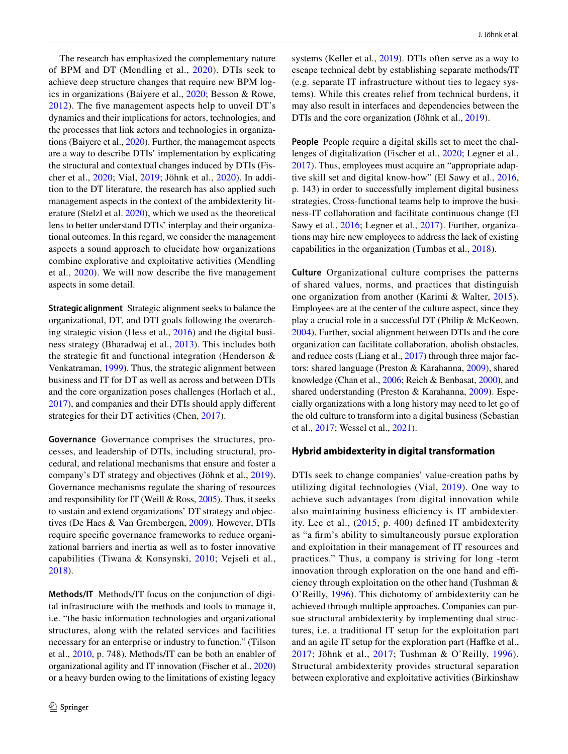The research has emphasized the complementary nature of BPM and DT (Mendling et al., 2020). DTIs seek to achieve deep structure changes that require new BPM logics in organizations (Baiyere et al., 2020; Besson & Rowe, 2012). The five management aspects help to unveil DT's dynamics and their implications for actors, technologies, and the processes that link actors and technologies in organizations (Baiyere et al., 2020). Further, the management aspects are a way to describe DTIs' implementation by explicating the structural and contextual changes induced by DTIs (Fischer et al., 2020; Vial, 2019; Jöhnk et al., 2020). In addition to the DT literature, the research has also applied such management aspects in the context of the ambidexterity literature (Stelzl et al. 2020), which we used as the theoretical lens to better understand DTIs' interplay and their organizational outcomes. In this regard, we consider the management aspects a sound approach to elucidate how organizations combine explorative and exploitative activities (Mendling et al., 2020). We will now describe the five management aspects in some detail.

**Strategic alignment** Strategic alignment seeks to balance the organizational, DT, and DTI goals following the overarching strategic vision (Hess et al., 2016) and the digital business strategy (Bharadwaj et al., 2013). This includes both the strategic fit and functional integration (Henderson & Venkatraman, 1999). Thus, the strategic alignment between business and IT for DT as well as across and between DTIs and the core organization poses challenges (Horlach et al., 2017), and companies and their DTIs should apply different strategies for their DT activities (Chen, 2017).

**Governance** Governance comprises the structures, processes, and leadership of DTIs, including structural, procedural, and relational mechanisms that ensure and foster a company's DT strategy and objectives (Jöhnk et al., 2019). Governance mechanisms regulate the sharing of resources and responsibility for IT (Weill & Ross, 2005). Thus, it seeks to sustain and extend organizations' DT strategy and objectives (De Haes & Van Grembergen, 2009). However, DTIs require specific governance frameworks to reduce organizational barriers and inertia as well as to foster innovative capabilities (Tiwana & Konsynski, 2010; Vejseli et al., 2018).

**Methods/IT** Methods/IT focus on the conjunction of digital infrastructure with the methods and tools to manage it, i.e. "the basic information technologies and organizational structures, along with the related services and facilities necessary for an enterprise or industry to function." (Tilson et al., 2010, p. 748). Methods/IT can be both an enabler of organizational agility and IT innovation (Fischer et al., 2020) or a heavy burden owing to the limitations of existing legacy systems (Keller et al., 2019). DTIs often serve as a way to escape technical debt by establishing separate methods/IT (e.g. separate IT infrastructure without ties to legacy systems). While this creates relief from technical burdens, it may also result in interfaces and dependencies between the DTIs and the core organization (Jöhnk et al., 2019).

**People** People require a digital skills set to meet the challenges of digitalization (Fischer et al., 2020; Legner et al., 2017). Thus, employees must acquire an "appropriate adaptive skill set and digital know-how" (El Sawy et al., 2016, p. 143) in order to successfully implement digital business strategies. Cross-functional teams help to improve the business-IT collaboration and facilitate continuous change (El Sawy et al., 2016; Legner et al., 2017). Further, organizations may hire new employees to address the lack of existing capabilities in the organization (Tumbas et al., 2018).

**Culture** Organizational culture comprises the patterns of shared values, norms, and practices that distinguish one organization from another (Karimi & Walter, 2015). Employees are at the center of the culture aspect, since they play a crucial role in a successful DT (Philip & McKeown, 2004). Further, social alignment between DTIs and the core organization can facilitate collaboration, abolish obstacles, and reduce costs (Liang et al., 2017) through three major factors: shared language (Preston & Karahanna, 2009), shared knowledge (Chan et al., 2006; Reich & Benbasat, 2000), and shared understanding (Preston & Karahanna, 2009). Especially organizations with a long history may need to let go of the old culture to transform into a digital business (Sebastian et al., 2017; Wessel et al., 2021).

## Hybrid ambidexterity in digital transformation

DTIs seek to change companies' value-creation paths by utilizing digital technologies (Vial, 2019). One way to achieve such advantages from digital innovation while also maintaining business efficiency is IT ambidexterity. Lee et al., (2015, p. 400) defined IT ambidexterity as "a firm's ability to simultaneously pursue exploration and exploitation in their management of IT resources and practices." Thus, a company is striving for long -term innovation through exploration on the one hand and efficiency through exploitation on the other hand (Tushman & O'Reilly, 1996). This dichotomy of ambidexterity can be achieved through multiple approaches. Companies can pursue structural ambidexterity by implementing dual structures, i.e. a traditional IT setup for the exploitation part and an agile IT setup for the exploration part (Haffke et al., 2017; Jöhnk et al., 2017; Tushman & O'Reilly, 1996). Structural ambidexterity provides structural separation between explorative and exploitative activities (Birkinshaw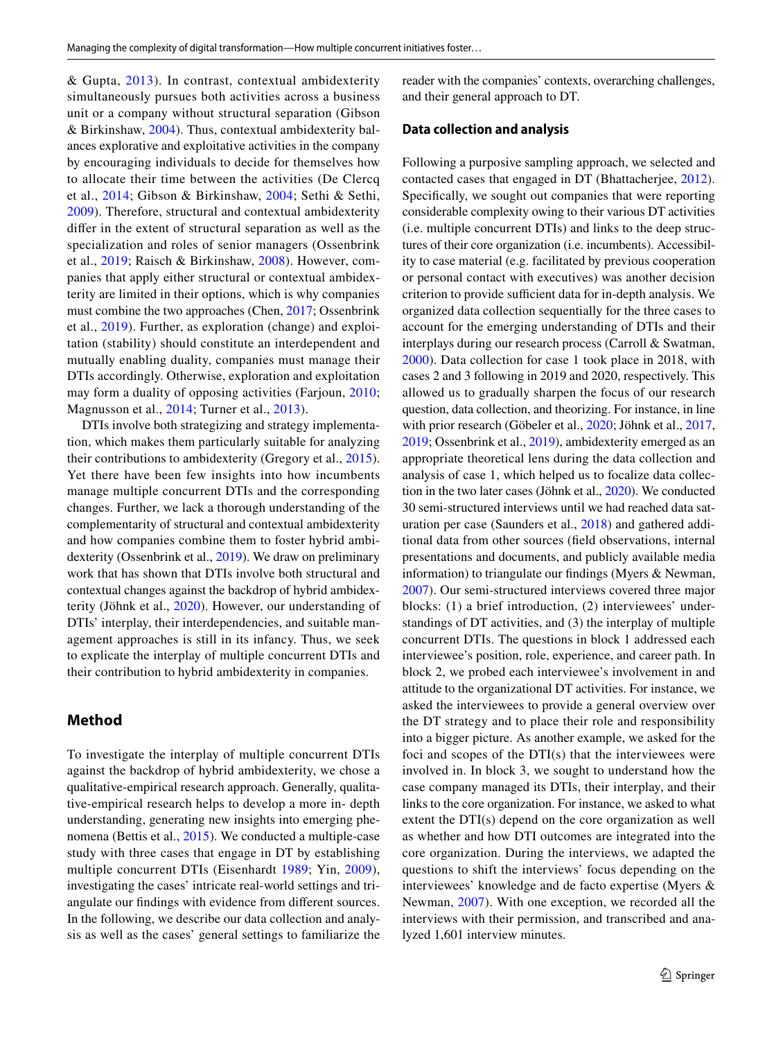& Gupta, 2013). In contrast, contextual ambidexterity simultaneously pursues both activities across a business unit or a company without structural separation (Gibson & Birkinshaw, 2004). Thus, contextual ambidexterity balances explorative and exploitative activities in the company by encouraging individuals to decide for themselves how to allocate their time between the activities (De Clercq et al., 2014; Gibson & Birkinshaw, 2004; Sethi & Sethi, 2009). Therefore, structural and contextual ambidexterity differ in the extent of structural separation as well as the specialization and roles of senior managers (Ossenbrink et al., 2019; Raisch & Birkinshaw, 2008). However, companies that apply either structural or contextual ambidexterity are limited in their options, which is why companies must combine the two approaches (Chen, 2017; Ossenbrink et al., 2019). Further, as exploration (change) and exploitation (stability) should constitute an interdependent and mutually enabling duality, companies must manage their DTIs accordingly. Otherwise, exploration and exploitation may form a duality of opposing activities (Farjoun, 2010; Magnusson et al., 2014; Turner et al., 2013).

DTIs involve both strategizing and strategy implementation, which makes them particularly suitable for analyzing their contributions to ambidexterity (Gregory et al., 2015). Yet there have been few insights into how incumbents manage multiple concurrent DTIs and the corresponding changes. Further, we lack a thorough understanding of the complementarity of structural and contextual ambidexterity and how companies combine them to foster hybrid ambidexterity (Ossenbrink et al., 2019). We draw on preliminary work that has shown that DTIs involve both structural and contextual changes against the backdrop of hybrid ambidexterity (Jöhnk et al., 2020). However, our understanding of DTIs' interplay, their interdependencies, and suitable management approaches is still in its infancy. Thus, we seek to explicate the interplay of multiple concurrent DTIs and their contribution to hybrid ambidexterity in companies.

## Method

To investigate the interplay of multiple concurrent DTIs against the backdrop of hybrid ambidexterity, we chose a qualitative-empirical research approach. Generally, qualitative-empirical research helps to develop a more in- depth understanding, generating new insights into emerging phenomena (Bettis et al., 2015). We conducted a multiple-case study with three cases that engage in DT by establishing multiple concurrent DTIs (Eisenhardt 1989; Yin, 2009), investigating the cases' intricate real-world settings and triangulate our findings with evidence from different sources. In the following, we describe our data collection and analysis as well as the cases' general settings to familiarize the reader with the companies' contexts, overarching challenges, and their general approach to DT.

### Data collection and analysis

Following a purposive sampling approach, we selected and contacted cases that engaged in DT (Bhattacherjee, 2012). Specifically, we sought out companies that were reporting considerable complexity owing to their various DT activities (i.e. multiple concurrent DTIs) and links to the deep structures of their core organization (i.e. incumbents). Accessibility to case material (e.g. facilitated by previous cooperation or personal contact with executives) was another decision criterion to provide sufficient data for in-depth analysis. We organized data collection sequentially for the three cases to account for the emerging understanding of DTIs and their interplays during our research process (Carroll & Swatman, 2000). Data collection for case 1 took place in 2018, with cases 2 and 3 following in 2019 and 2020, respectively. This allowed us to gradually sharpen the focus of our research question, data collection, and theorizing. For instance, in line with prior research (Göbeler et al., 2020; Jöhnk et al., 2017, 2019; Ossenbrink et al., 2019), ambidexterity emerged as an appropriate theoretical lens during the data collection and analysis of case 1, which helped us to focalize data collection in the two later cases (Jöhnk et al., 2020). We conducted 30 semi-structured interviews until we had reached data saturation per case (Saunders et al., 2018) and gathered additional data from other sources (field observations, internal presentations and documents, and publicly available media information) to triangulate our findings (Myers & Newman, 2007). Our semi-structured interviews covered three major blocks: (1) a brief introduction, (2) interviewees' understandings of DT activities, and (3) the interplay of multiple concurrent DTIs. The questions in block 1 addressed each interviewee's position, role, experience, and career path. In block 2, we probed each interviewee's involvement in and attitude to the organizational DT activities. For instance, we asked the interviewees to provide a general overview over the DT strategy and to place their role and responsibility into a bigger picture. As another example, we asked for the foci and scopes of the DTI(s) that the interviewees were involved in. In block 3, we sought to understand how the case company managed its DTIs, their interplay, and their links to the core organization. For instance, we asked to what extent the DTI(s) depend on the core organization as well as whether and how DTI outcomes are integrated into the core organization. During the interviews, we adapted the questions to shift the interviews' focus depending on the interviewees' knowledge and de facto expertise (Myers & Newman, 2007). With one exception, we recorded all the interviews with their permission, and transcribed and analyzed 1,601 interview minutes.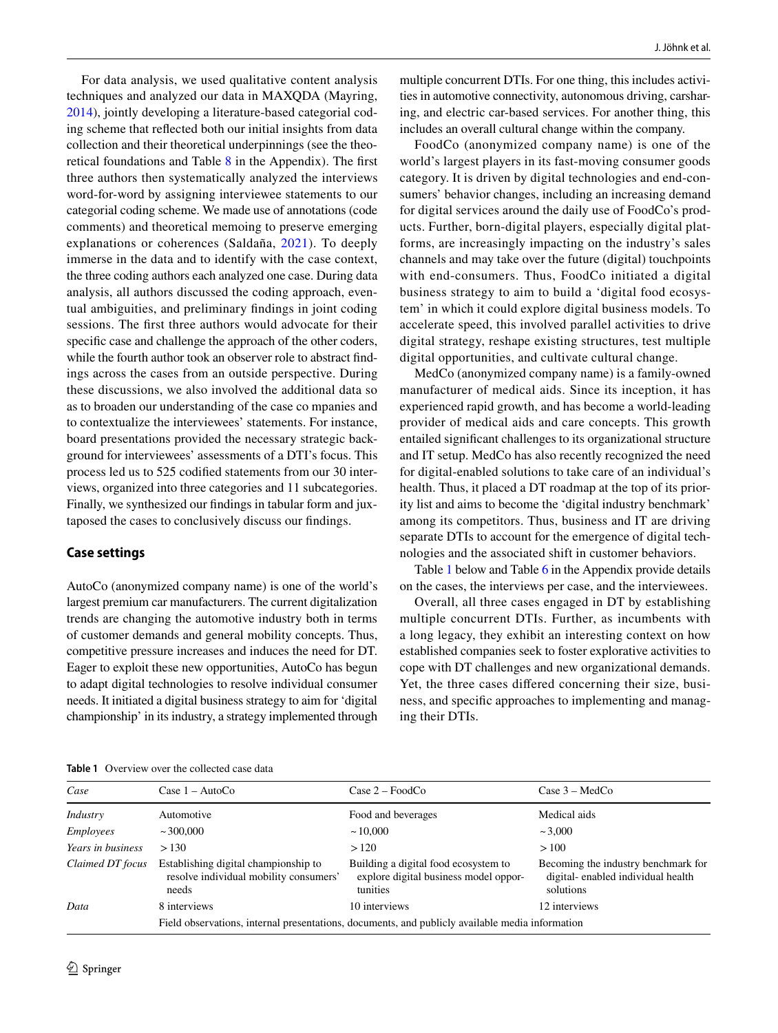For data analysis, we used qualitative content analysis techniques and analyzed our data in MAXQDA (Mayring, 2014), jointly developing a literature-based categorial coding scheme that reflected both our initial insights from data collection and their theoretical underpinnings (see the theoretical foundations and Table 8 in the Appendix). The first three authors then systematically analyzed the interviews word-for-word by assigning interviewee statements to our categorial coding scheme. We made use of annotations (code comments) and theoretical memoing to preserve emerging explanations or coherences (Saldaña, 2021). To deeply immerse in the data and to identify with the case context, the three coding authors each analyzed one case. During data analysis, all authors discussed the coding approach, eventual ambiguities, and preliminary findings in joint coding sessions. The first three authors would advocate for their specific case and challenge the approach of the other coders, while the fourth author took an observer role to abstract findings across the cases from an outside perspective. During these discussions, we also involved the additional data so as to broaden our understanding of the case co mpanies and to contextualize the interviewees' statements. For instance, board presentations provided the necessary strategic background for interviewees' assessments of a DTI's focus. This process led us to 525 codified statements from our 30 interviews, organized into three categories and 11 subcategories. Finally, we synthesized our findings in tabular form and juxtaposed the cases to conclusively discuss our findings.

## Case settings

AutoCo (anonymized company name) is one of the world's largest premium car manufacturers. The current digitalization trends are changing the automotive industry both in terms of customer demands and general mobility concepts. Thus, competitive pressure increases and induces the need for DT. Eager to exploit these new opportunities, AutoCo has begun to adapt digital technologies to resolve individual consumer needs. It initiated a digital business strategy to aim for 'digital championship' in its industry, a strategy implemented through multiple concurrent DTIs. For one thing, this includes activities in automotive connectivity, autonomous driving, carsharing, and electric car-based services. For another thing, this includes an overall cultural change within the company.

FoodCo (anonymized company name) is one of the world's largest players in its fast-moving consumer goods category. It is driven by digital technologies and end-consumers' behavior changes, including an increasing demand for digital services around the daily use of FoodCo's products. Further, born-digital players, especially digital platforms, are increasingly impacting on the industry's sales channels and may take over the future (digital) touchpoints with end-consumers. Thus, FoodCo initiated a digital business strategy to aim to build a 'digital food ecosystem' in which it could explore digital business models. To accelerate speed, this involved parallel activities to drive digital strategy, reshape existing structures, test multiple digital opportunities, and cultivate cultural change.

MedCo (anonymized company name) is a family-owned manufacturer of medical aids. Since its inception, it has experienced rapid growth, and has become a world-leading provider of medical aids and care concepts. This growth entailed significant challenges to its organizational structure and IT setup. MedCo has also recently recognized the need for digital-enabled solutions to take care of an individual's health. Thus, it placed a DT roadmap at the top of its priority list and aims to become the 'digital industry benchmark' among its competitors. Thus, business and IT are driving separate DTIs to account for the emergence of digital technologies and the associated shift in customer behaviors.

Table 1 below and Table 6 in the Appendix provide details on the cases, the interviews per case, and the interviewees.

Overall, all three cases engaged in DT by establishing multiple concurrent DTIs. Further, as incumbents with a long legacy, they exhibit an interesting context on how established companies seek to foster explorative activities to cope with DT challenges and new organizational demands. Yet, the three cases differed concerning their size, business, and specific approaches to implementing and managing their DTIs.

**Table 1** Overview over the collected case data

| *Case* | Case 1 – AutoCo | Case 2 – FoodCo | Case 3 – MedCo |
|---|---|---|---|
| *Industry* | Automotive | Food and beverages | Medical aids |
| *Employees* | ~300,000 | ~10,000 | ~3,000 |
| *Years in business* | >130 | >120 | >100 |
| *Claimed DT focus* | Establishing digital championship to resolve individual mobility consumers' needs | Building a digital food ecosystem to explore digital business model opportunities | Becoming the industry benchmark for digital- enabled individual health solutions |
| *Data* | 8 interviews | 10 interviews | 12 interviews |
| | Field observations, internal presentations, documents, and publicly available media information | | |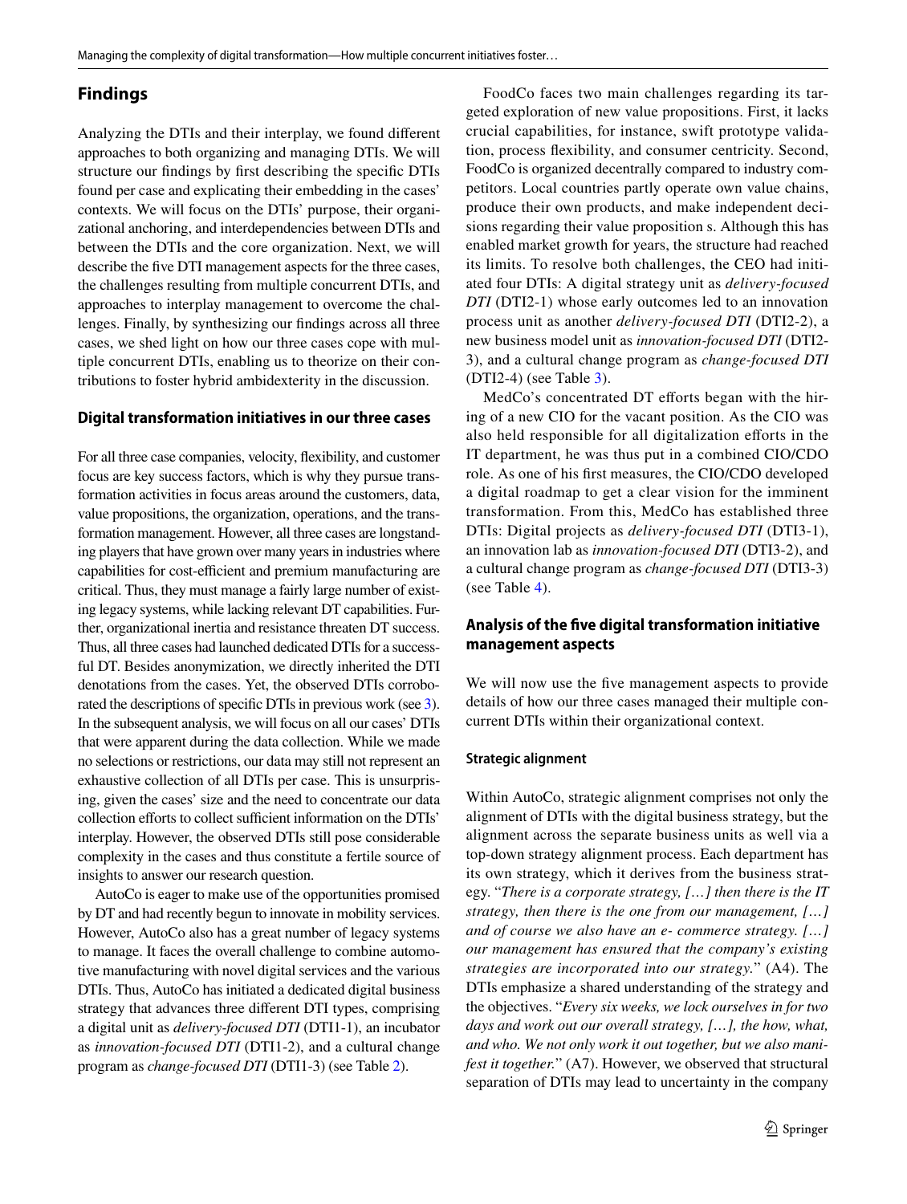## Findings

Analyzing the DTIs and their interplay, we found different approaches to both organizing and managing DTIs. We will structure our findings by first describing the specific DTIs found per case and explicating their embedding in the cases' contexts. We will focus on the DTIs' purpose, their organizational anchoring, and interdependencies between DTIs and between the DTIs and the core organization. Next, we will describe the five DTI management aspects for the three cases, the challenges resulting from multiple concurrent DTIs, and approaches to interplay management to overcome the challenges. Finally, by synthesizing our findings across all three cases, we shed light on how our three cases cope with multiple concurrent DTIs, enabling us to theorize on their contributions to foster hybrid ambidexterity in the discussion.

### Digital transformation initiatives in our three cases

For all three case companies, velocity, flexibility, and customer focus are key success factors, which is why they pursue transformation activities in focus areas around the customers, data, value propositions, the organization, operations, and the transformation management. However, all three cases are longstanding players that have grown over many years in industries where capabilities for cost-efficient and premium manufacturing are critical. Thus, they must manage a fairly large number of existing legacy systems, while lacking relevant DT capabilities. Further, organizational inertia and resistance threaten DT success. Thus, all three cases had launched dedicated DTIs for a successful DT. Besides anonymization, we directly inherited the DTI denotations from the cases. Yet, the observed DTIs corroborated the descriptions of specific DTIs in previous work (see 3). In the subsequent analysis, we will focus on all our cases' DTIs that were apparent during the data collection. While we made no selections or restrictions, our data may still not represent an exhaustive collection of all DTIs per case. This is unsurprising, given the cases' size and the need to concentrate our data collection efforts to collect sufficient information on the DTIs' interplay. However, the observed DTIs still pose considerable complexity in the cases and thus constitute a fertile source of insights to answer our research question.

AutoCo is eager to make use of the opportunities promised by DT and had recently begun to innovate in mobility services. However, AutoCo also has a great number of legacy systems to manage. It faces the overall challenge to combine automotive manufacturing with novel digital services and the various DTIs. Thus, AutoCo has initiated a dedicated digital business strategy that advances three different DTI types, comprising a digital unit as *delivery-focused DTI* (DTI1-1), an incubator as *innovation-focused DTI* (DTI1-2), and a cultural change program as *change-focused DTI* (DTI1-3) (see Table 2).

FoodCo faces two main challenges regarding its targeted exploration of new value propositions. First, it lacks crucial capabilities, for instance, swift prototype validation, process flexibility, and consumer centricity. Second, FoodCo is organized decentrally compared to industry competitors. Local countries partly operate own value chains, produce their own products, and make independent decisions regarding their value proposition s. Although this has enabled market growth for years, the structure had reached its limits. To resolve both challenges, the CEO had initiated four DTIs: A digital strategy unit as *delivery-focused DTI* (DTI2-1) whose early outcomes led to an innovation process unit as another *delivery-focused DTI* (DTI2-2), a new business model unit as *innovation-focused DTI* (DTI2-3), and a cultural change program as *change-focused DTI* (DTI2-4) (see Table 3).

MedCo's concentrated DT efforts began with the hiring of a new CIO for the vacant position. As the CIO was also held responsible for all digitalization efforts in the IT department, he was thus put in a combined CIO/CDO role. As one of his first measures, the CIO/CDO developed a digital roadmap to get a clear vision for the imminent transformation. From this, MedCo has established three DTIs: Digital projects as *delivery-focused DTI* (DTI3-1), an innovation lab as *innovation-focused DTI* (DTI3-2), and a cultural change program as *change-focused DTI* (DTI3-3) (see Table 4).

### Analysis of the five digital transformation initiative management aspects

We will now use the five management aspects to provide details of how our three cases managed their multiple concurrent DTIs within their organizational context.

#### Strategic alignment

Within AutoCo, strategic alignment comprises not only the alignment of DTIs with the digital business strategy, but the alignment across the separate business units as well via a top-down strategy alignment process. Each department has its own strategy, which it derives from the business strategy. "*There is a corporate strategy, […] then there is the IT strategy, then there is the one from our management, […] and of course we also have an e- commerce strategy. […] our management has ensured that the company's existing strategies are incorporated into our strategy.*" (A4). The DTIs emphasize a shared understanding of the strategy and the objectives. "*Every six weeks, we lock ourselves in for two days and work out our overall strategy, […], the how, what, and who. We not only work it out together, but we also manifest it together.*" (A7). However, we observed that structural separation of DTIs may lead to uncertainty in the company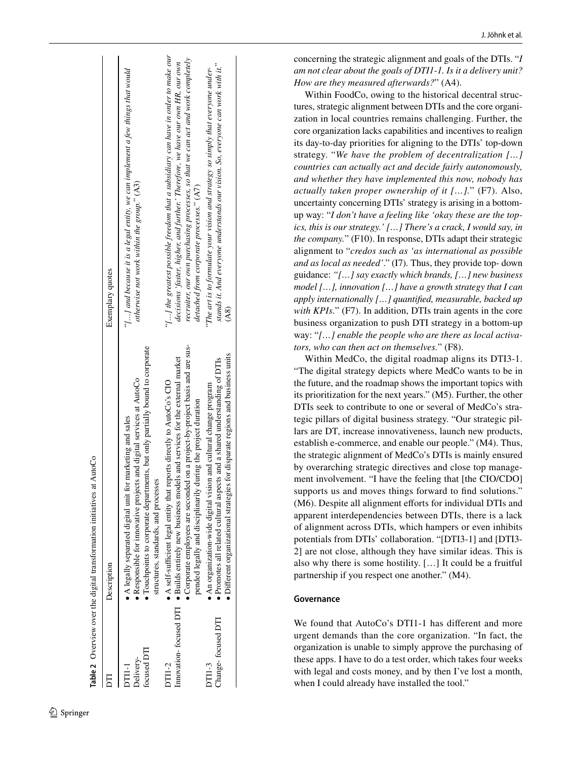**Table 2** Overview over the digital transformation initiatives at AutoCo

| DTI | Description | Exemplary quotes |
|---|---|---|
| DTI1-1 Delivery-focused DTI | • A legally separated digital unit for marketing and sales<br>• Responsible for innovative projects and digital services at AutoCo<br>• Touchpoints to corporate departments, but only partially bound to corporate structures, standards, and processes | "*[…] and because it is a legal entity, we can implement a few things that would otherwise not work within the group.*" (A3) |
| DTI1-2 Innovation- focused DTI | • A self-sufficient legal entity that reports directly to AutoCo's CIO<br>• Builds entirely new business models and services for the external market<br>• Corporate employees are seconded on a project-by-project basis and are suspended legally and disciplinarily during the project duration | "*[…] the greatest possible freedom that a subsidiary can have in order to make our decisions 'faster, higher, and further.' Therefore, we have our own HR, our own recruiter, our own purchasing processes, so that we can act and work completely detached from corporate processes.*" (A7) |
| DTI1-3 Change- focused DTI | • An organization-wide digital vision and cultural change program<br>• Promotes all related cultural aspects and a shared understanding of DTIs<br>• Different organizational strategies for disparate regions and business units | "*The art is to formulate your vision and strategy so simply that everyone understands it. And everyone understands our vision. So, everyone can work with it.*" (A8) |

concerning the strategic alignment and goals of the DTIs. "*I am not clear about the goals of DTI1-1. Is it a delivery unit? How are they measured afterwards?*" (A4).

Within FoodCo, owing to the historical decentral structures, strategic alignment between DTIs and the core organization in local countries remains challenging. Further, the core organization lacks capabilities and incentives to realign its day-to-day priorities for aligning to the DTIs' top-down strategy. "*We have the problem of decentralization […] countries can actually act and decide fairly autonomously, and whether they have implemented this now, nobody has actually taken proper ownership of it […].*" (F7). Also, uncertainty concerning DTIs' strategy is arising in a bottom-up way: "*I don't have a feeling like 'okay these are the topics, this is our strategy.' […] There's a crack, I would say, in the company.*" (F10). In response, DTIs adapt their strategic alignment to "*credos such as 'as international as possible and as local as needed'.*" (I7). Thus, they provide top- down guidance: *"[…] say exactly which brands, […] new business model […], innovation […] have a growth strategy that I can apply internationally […] quantified, measurable, backed up with KPIs.*" (F7). In addition, DTIs train agents in the core business organization to push DTI strategy in a bottom-up way: "*[…] enable the people who are there as local activators, who can then act on themselves.*" (F8).

Within MedCo, the digital roadmap aligns its DTI3-1. "The digital strategy depicts where MedCo wants to be in the future, and the roadmap shows the important topics with its prioritization for the next years." (M5). Further, the other DTIs seek to contribute to one or several of MedCo's strategic pillars of digital business strategy. "Our strategic pillars are DT, increase innovativeness, launch new products, establish e-commerce, and enable our people." (M4). Thus, the strategic alignment of MedCo's DTIs is mainly ensured by overarching strategic directives and close top management involvement. "I have the feeling that [the CIO/CDO] supports us and moves things forward to find solutions." (M6). Despite all alignment efforts for individual DTIs and apparent interdependencies between DTIs, there is a lack of alignment across DTIs, which hampers or even inhibits potentials from DTIs' collaboration. "[DTI3-1] and [DTI3-2] are not close, although they have similar ideas. This is also why there is some hostility. […] It could be a fruitful partnership if you respect one another." (M4).

### Governance

We found that AutoCo's DTI1-1 has different and more urgent demands than the core organization. "In fact, the organization is unable to simply approve the purchasing of these apps. I have to do a test order, which takes four weeks with legal and costs money, and by then I've lost a month, when I could already have installed the tool."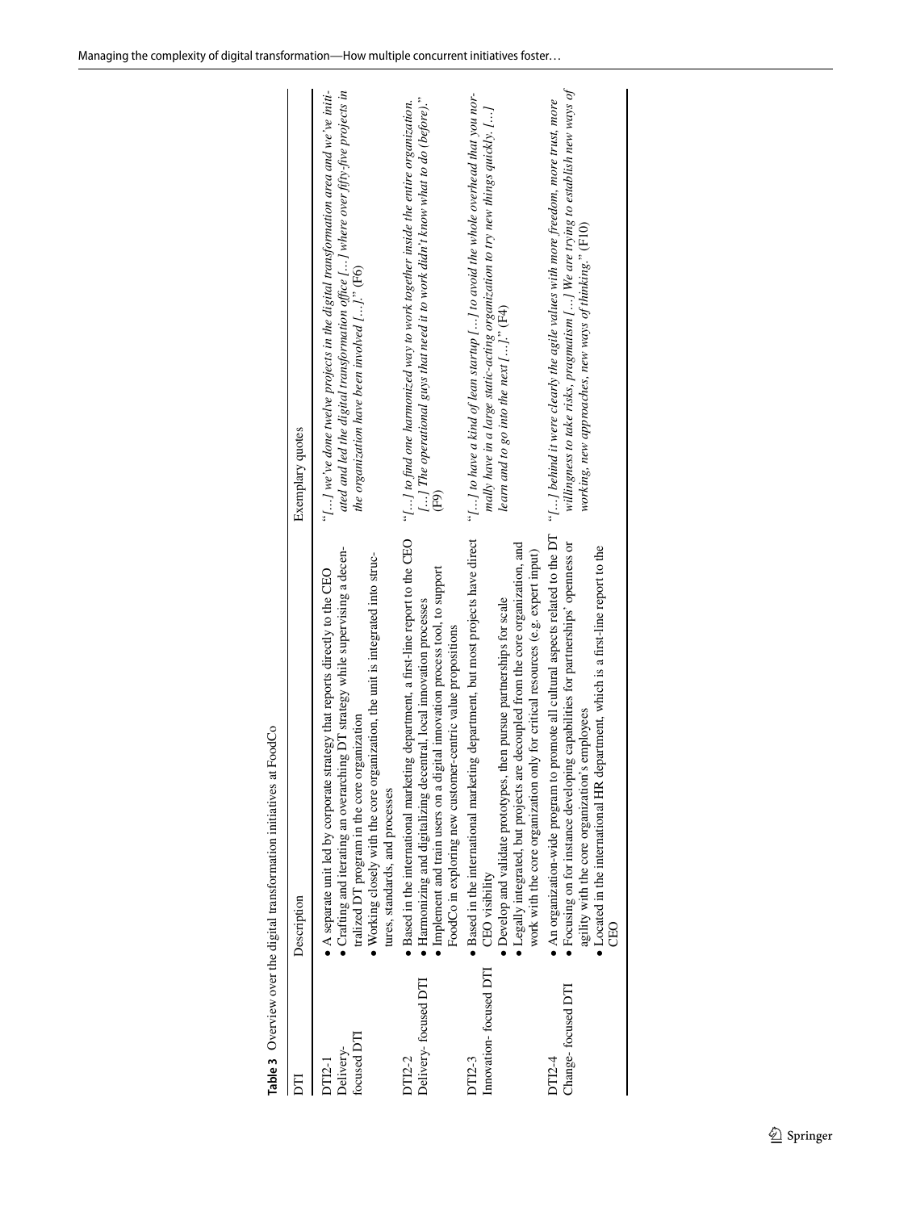**Table 3** Overview over the digital transformation initiatives at FoodCo

| DTI | Description | Exemplary quotes |
| --- | --- | --- |
| DTI2-1 Delivery-focused DTI | • A separate unit led by corporate strategy that reports directly to the CEO<br>• Crafting and iterating an overarching DT strategy while supervising a decentralized DT program in the core organization<br>• Working closely with the core organization, the unit is integrated into structures, standards, and processes | *"[…] we've done twelve projects in the digital transformation area and we've initiated and led the digital transformation office […] where over fifty-five projects in the organization have been involved […]."* (F6) |
| DTI2-2 Delivery-focused DTI | • Based in the international marketing department, a first-line report to the CEO<br>• Harmonizing and digitalizing decentral, local innovation processes<br>• Implement and train users on a digital innovation process tool, to support FoodCo in exploring new customer-centric value propositions | *"[…] to find one harmonized way to work together inside the entire organization. […] The operational guys that need it to work didn't know what to do (before)."* (F9) |
| DTI2-3 Innovation-focused DTI | • Based in the international marketing department, but most projects have direct CEO visibility<br>• Develop and validate prototypes, then pursue partnerships for scale<br>• Legally integrated, but projects are decoupled from the core organization, and work with the core organization only for critical resources (e.g. expert input) | *"[…] to have a kind of lean startup […] to avoid the whole overhead that you normally have in a large static-acting organization to try new things quickly. […] learn and to go into the next […]."* (F4) |
| DTI2-4 Change-focused DTI | • An organization-wide program to promote all cultural aspects related to the DT<br>• Focusing on for instance developing capabilities for partnerships' openness or agility with the core organization's employees<br>• Located in the international HR department, which is a first-line report to the CEO | *"[…] behind it were clearly the agile values with more freedom, more trust, more willingness to take risks, pragmatism […] We are trying to establish new ways of working, new approaches, new ways of thinking."* (F10) |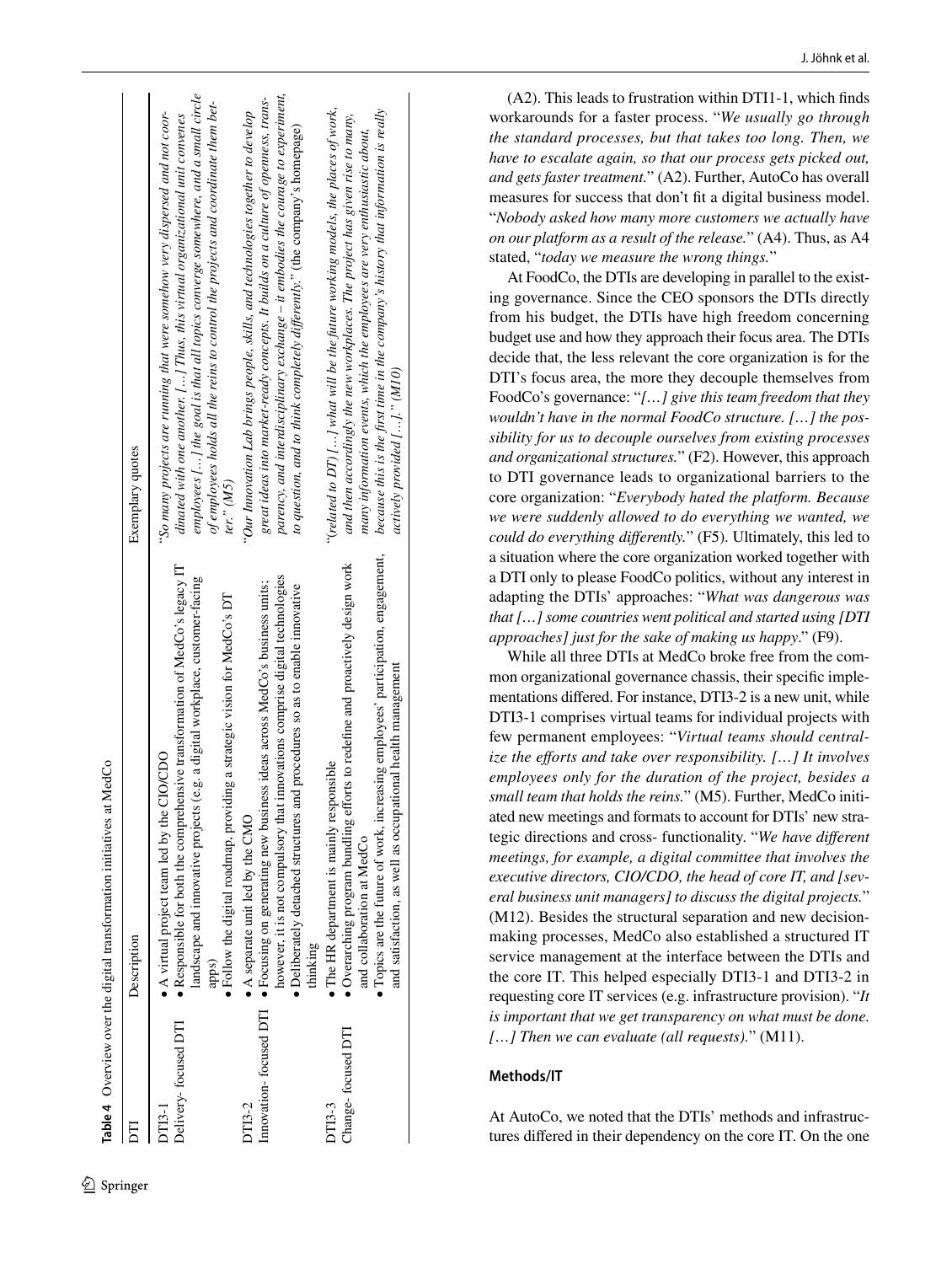**Table 4** Overview over the digital transformation initiatives at MedCo

| DTI | Description | Exemplary quotes |
|---|---|---|
| DTI3-1<br>Delivery- focused DTI | • A virtual project team led by the CIO/CDO<br>• Responsible for both the comprehensive transformation of MedCo's legacy IT landscape and innovative projects (e.g. a digital workplace, customer-facing apps)<br>• Follow the digital roadmap, providing a strategic vision for MedCo's DT | "*So many projects are running that were somehow very dispersed and not coordinated with one another. […] Thus, this virtual organizational unit convenes employees […] the goal is that all topics converge somewhere, and a small circle of employees holds all the reins to control the projects and coordinate them better.*" (M5) |
| DTI3-2<br>Innovation- focused DTI | • A separate unit led by the CMO<br>• Focusing on generating new business ideas across MedCo's business units; however, it is not compulsory that innovations comprise digital technologies<br>• Deliberately detached structures and procedures so as to enable innovative thinking | "*Our Innovation Lab brings people, skills, and technologies together to develop great ideas into market-ready concepts. It builds on a culture of openness, transparency, and interdisciplinary exchange – it embodies the courage to experiment, to question, and to think completely differently.*" (the company's homepage) |
| DTI3-3<br>Change- focused DTI | • The HR department is mainly responsible<br>• Overarching program bundling efforts to redefine and proactively design work and collaboration at MedCo<br>• Topics are the future of work, increasing employees' participation, engagement, and satisfaction, as well as occupational health management | "*(related to DTI) […] what will be the future working models, the places of work, and then accordingly the new workplaces. The project has given rise to many, many information events, which the employees are very enthusiastic about, because this is the first time in the company's history that information is really actively provided […].*" (M10) |

(A2). This leads to frustration within DTI1-1, which finds workarounds for a faster process. "*We usually go through the standard processes, but that takes too long. Then, we have to escalate again, so that our process gets picked out, and gets faster treatment.*" (A2). Further, AutoCo has overall measures for success that don't fit a digital business model. "*Nobody asked how many more customers we actually have on our platform as a result of the release.*" (A4). Thus, as A4 stated, "*today we measure the wrong things.*"

At FoodCo, the DTIs are developing in parallel to the existing governance. Since the CEO sponsors the DTIs directly from his budget, the DTIs have high freedom concerning budget use and how they approach their focus area. The DTIs decide that, the less relevant the core organization is for the DTI's focus area, the more they decouple themselves from FoodCo's governance: "*[…] give this team freedom that they wouldn't have in the normal FoodCo structure. […] the possibility for us to decouple ourselves from existing processes and organizational structures.*" (F2). However, this approach to DTI governance leads to organizational barriers to the core organization: "*Everybody hated the platform. Because we were suddenly allowed to do everything we wanted, we could do everything differently.*" (F5). Ultimately, this led to a situation where the core organization worked together with a DTI only to please FoodCo politics, without any interest in adapting the DTIs' approaches: "*What was dangerous was that […] some countries went political and started using [DTI approaches] just for the sake of making us happy*." (F9).

While all three DTIs at MedCo broke free from the common organizational governance chassis, their specific implementations differed. For instance, DTI3-2 is a new unit, while DTI3-1 comprises virtual teams for individual projects with few permanent employees: "*Virtual teams should centralize the efforts and take over responsibility. […] It involves employees only for the duration of the project, besides a small team that holds the reins.*" (M5). Further, MedCo initiated new meetings and formats to account for DTIs' new strategic directions and cross- functionality. "*We have different meetings, for example, a digital committee that involves the executive directors, CIO/CDO, the head of core IT, and [several business unit managers] to discuss the digital projects.*" (M12). Besides the structural separation and new decision-making processes, MedCo also established a structured IT service management at the interface between the DTIs and the core IT. This helped especially DTI3-1 and DTI3-2 in requesting core IT services (e.g. infrastructure provision). "*It is important that we get transparency on what must be done. […] Then we can evaluate (all requests).*" (M11).

#### Methods/IT

At AutoCo, we noted that the DTIs' methods and infrastructures differed in their dependency on the core IT. On the one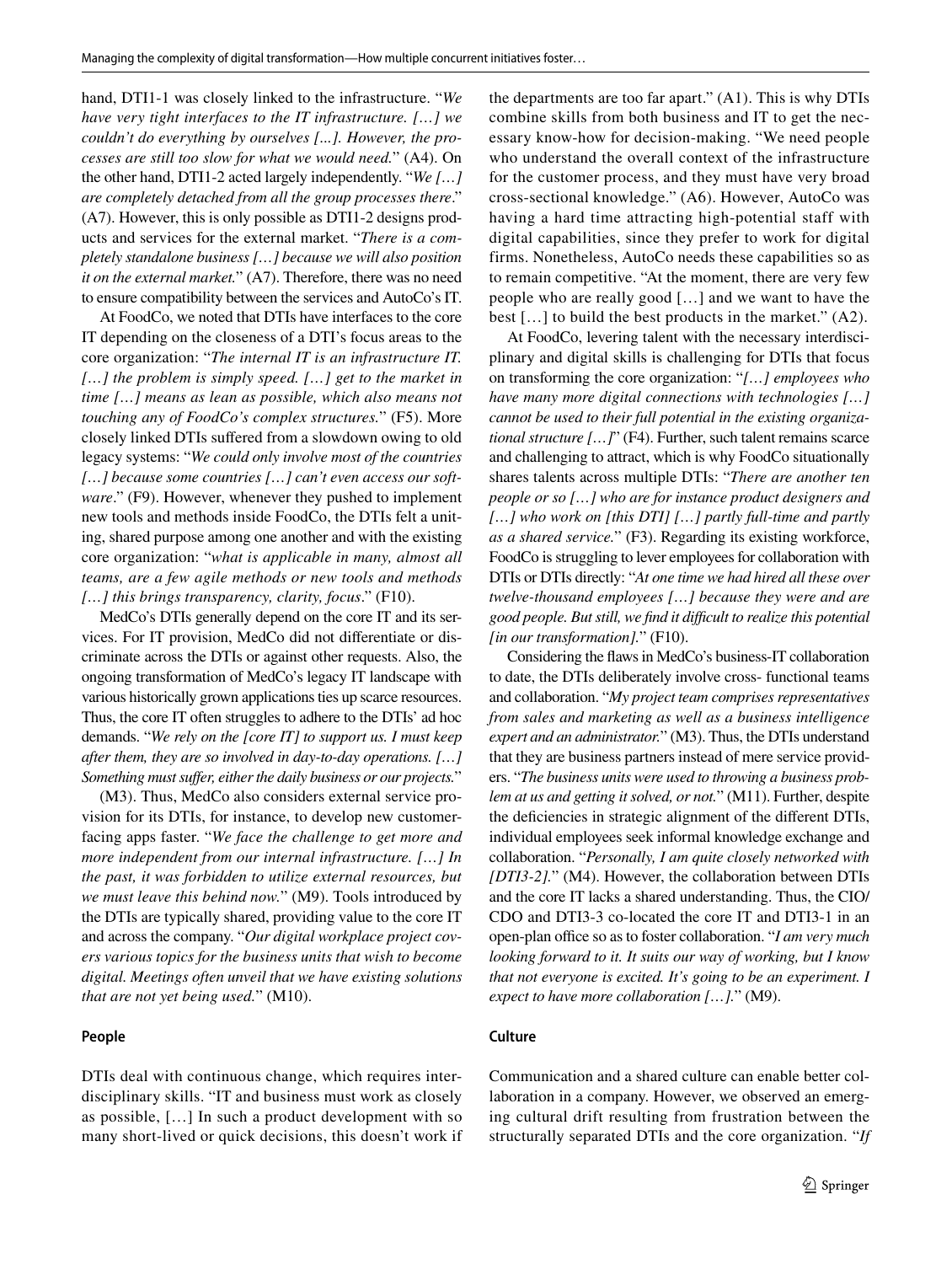hand, DTI1-1 was closely linked to the infrastructure. "*We have very tight interfaces to the IT infrastructure. […] we couldn't do everything by ourselves [...]. However, the processes are still too slow for what we would need.*" (A4). On the other hand, DTI1-2 acted largely independently. "*We […] are completely detached from all the group processes there*." (A7). However, this is only possible as DTI1-2 designs products and services for the external market. "*There is a completely standalone business […] because we will also position it on the external market.*" (A7). Therefore, there was no need to ensure compatibility between the services and AutoCo's IT.

At FoodCo, we noted that DTIs have interfaces to the core IT depending on the closeness of a DTI's focus areas to the core organization: "*The internal IT is an infrastructure IT. […] the problem is simply speed. […] get to the market in time […] means as lean as possible, which also means not touching any of FoodCo's complex structures.*" (F5). More closely linked DTIs suffered from a slowdown owing to old legacy systems: "*We could only involve most of the countries […] because some countries […] can't even access our software*." (F9). However, whenever they pushed to implement new tools and methods inside FoodCo, the DTIs felt a uniting, shared purpose among one another and with the existing core organization: "*what is applicable in many, almost all teams, are a few agile methods or new tools and methods […] this brings transparency, clarity, focus*." (F10).

MedCo's DTIs generally depend on the core IT and its services. For IT provision, MedCo did not differentiate or discriminate across the DTIs or against other requests. Also, the ongoing transformation of MedCo's legacy IT landscape with various historically grown applications ties up scarce resources. Thus, the core IT often struggles to adhere to the DTIs' ad hoc demands. "*We rely on the [core IT] to support us. I must keep after them, they are so involved in day-to-day operations. […] Something must suffer, either the daily business or our projects.*"

(M3). Thus, MedCo also considers external service provision for its DTIs, for instance, to develop new customer-facing apps faster. "*We face the challenge to get more and more independent from our internal infrastructure. […] In the past, it was forbidden to utilize external resources, but we must leave this behind now.*" (M9). Tools introduced by the DTIs are typically shared, providing value to the core IT and across the company. "*Our digital workplace project covers various topics for the business units that wish to become digital. Meetings often unveil that we have existing solutions that are not yet being used.*" (M10).

#### People

DTIs deal with continuous change, which requires interdisciplinary skills. "IT and business must work as closely as possible, […] In such a product development with so many short-lived or quick decisions, this doesn't work if the departments are too far apart." (A1). This is why DTIs combine skills from both business and IT to get the necessary know-how for decision-making. "We need people who understand the overall context of the infrastructure for the customer process, and they must have very broad cross-sectional knowledge." (A6). However, AutoCo was having a hard time attracting high-potential staff with digital capabilities, since they prefer to work for digital firms. Nonetheless, AutoCo needs these capabilities so as to remain competitive. "At the moment, there are very few people who are really good […] and we want to have the best […] to build the best products in the market." (A2).

At FoodCo, levering talent with the necessary interdisciplinary and digital skills is challenging for DTIs that focus on transforming the core organization: "*[…] employees who have many more digital connections with technologies […] cannot be used to their full potential in the existing organizational structure […]*" (F4). Further, such talent remains scarce and challenging to attract, which is why FoodCo situationally shares talents across multiple DTIs: "*There are another ten people or so […] who are for instance product designers and […] who work on [this DTI] […] partly full-time and partly as a shared service.*" (F3). Regarding its existing workforce, FoodCo is struggling to lever employees for collaboration with DTIs or DTIs directly: "*At one time we had hired all these over twelve-thousand employees […] because they were and are good people. But still, we find it difficult to realize this potential [in our transformation].*" (F10).

Considering the flaws in MedCo's business-IT collaboration to date, the DTIs deliberately involve cross- functional teams and collaboration. "*My project team comprises representatives from sales and marketing as well as a business intelligence expert and an administrator.*" (M3). Thus, the DTIs understand that they are business partners instead of mere service providers. "*The business units were used to throwing a business problem at us and getting it solved, or not.*" (M11). Further, despite the deficiencies in strategic alignment of the different DTIs, individual employees seek informal knowledge exchange and collaboration. "*Personally, I am quite closely networked with [DTI3-2].*" (M4). However, the collaboration between DTIs and the core IT lacks a shared understanding. Thus, the CIO/CDO and DTI3-3 co-located the core IT and DTI3-1 in an open-plan office so as to foster collaboration. "*I am very much looking forward to it. It suits our way of working, but I know that not everyone is excited. It's going to be an experiment. I expect to have more collaboration […].*" (M9).

#### Culture

Communication and a shared culture can enable better collaboration in a company. However, we observed an emerging cultural drift resulting from frustration between the structurally separated DTIs and the core organization. "*If*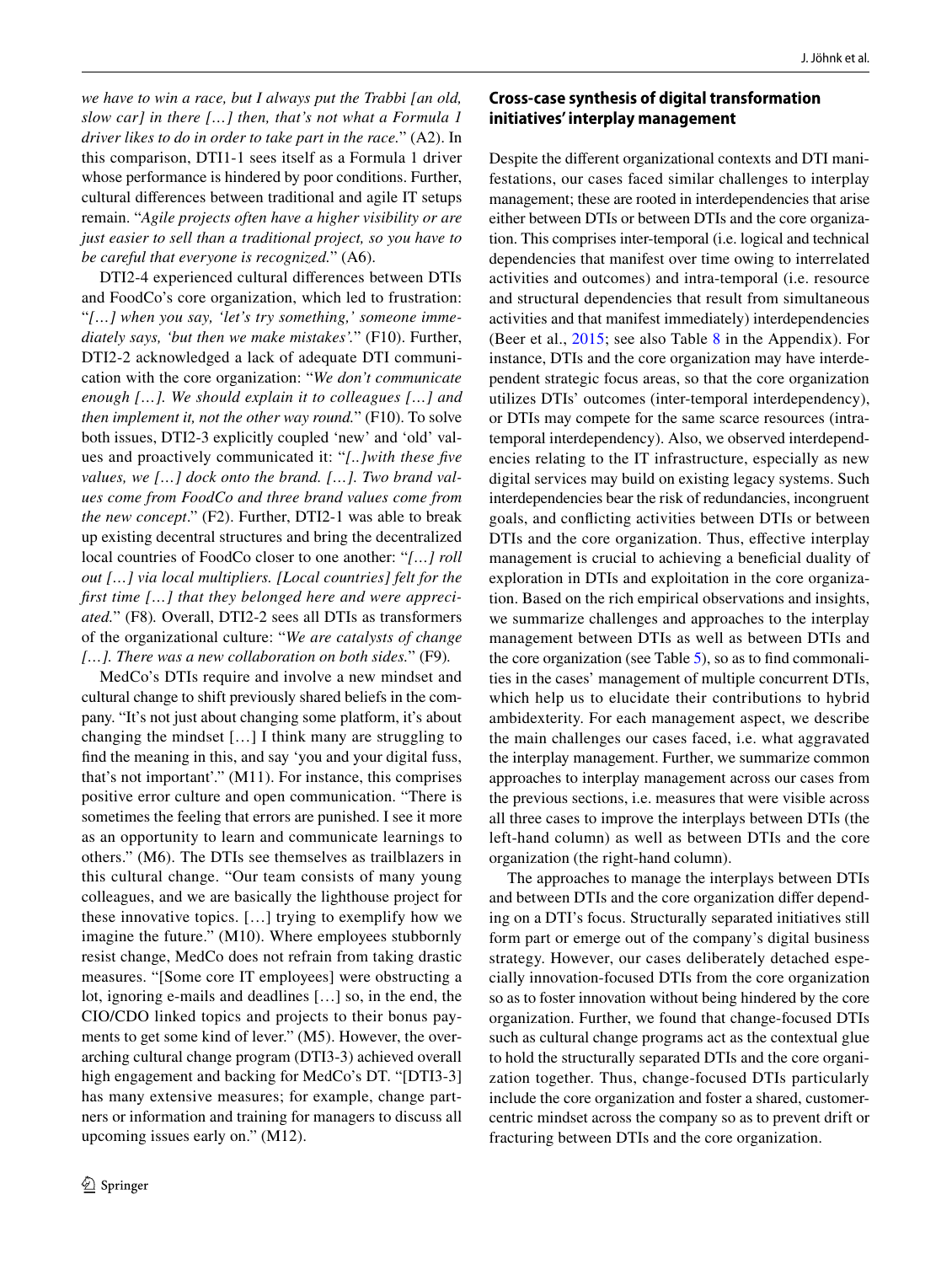*we have to win a race, but I always put the Trabbi [an old, slow car] in there […] then, that's not what a Formula 1 driver likes to do in order to take part in the race.*" (A2). In this comparison, DTI1-1 sees itself as a Formula 1 driver whose performance is hindered by poor conditions. Further, cultural differences between traditional and agile IT setups remain. "*Agile projects often have a higher visibility or are just easier to sell than a traditional project, so you have to be careful that everyone is recognized.*" (A6).

DTI2-4 experienced cultural differences between DTIs and FoodCo's core organization, which led to frustration: "*[…] when you say, 'let's try something,' someone immediately says, 'but then we make mistakes'.*" (F10). Further, DTI2-2 acknowledged a lack of adequate DTI communication with the core organization: "*We don't communicate enough […]. We should explain it to colleagues […] and then implement it, not the other way round.*" (F10). To solve both issues, DTI2-3 explicitly coupled 'new' and 'old' values and proactively communicated it: "*[..]with these five values, we […] dock onto the brand. […]. Two brand values come from FoodCo and three brand values come from the new concept*." (F2). Further, DTI2-1 was able to break up existing decentral structures and bring the decentralized local countries of FoodCo closer to one another: "*[…] roll out […] via local multipliers. [Local countries] felt for the first time […] that they belonged here and were appreciated.*" (F8). Overall, DTI2-2 sees all DTIs as transformers of the organizational culture: "*We are catalysts of change […]. There was a new collaboration on both sides.*" (F9).

MedCo's DTIs require and involve a new mindset and cultural change to shift previously shared beliefs in the company. "It's not just about changing some platform, it's about changing the mindset […] I think many are struggling to find the meaning in this, and say 'you and your digital fuss, that's not important'." (M11). For instance, this comprises positive error culture and open communication. "There is sometimes the feeling that errors are punished. I see it more as an opportunity to learn and communicate learnings to others." (M6). The DTIs see themselves as trailblazers in this cultural change. "Our team consists of many young colleagues, and we are basically the lighthouse project for these innovative topics. […] trying to exemplify how we imagine the future." (M10). Where employees stubbornly resist change, MedCo does not refrain from taking drastic measures. "[Some core IT employees] were obstructing a lot, ignoring e-mails and deadlines […] so, in the end, the CIO/CDO linked topics and projects to their bonus payments to get some kind of lever." (M5). However, the overarching cultural change program (DTI3-3) achieved overall high engagement and backing for MedCo's DT. "[DTI3-3] has many extensive measures; for example, change partners or information and training for managers to discuss all upcoming issues early on." (M12).

## Cross-case synthesis of digital transformation initiatives' interplay management

Despite the different organizational contexts and DTI manifestations, our cases faced similar challenges to interplay management; these are rooted in interdependencies that arise either between DTIs or between DTIs and the core organization. This comprises inter-temporal (i.e. logical and technical dependencies that manifest over time owing to interrelated activities and outcomes) and intra-temporal (i.e. resource and structural dependencies that result from simultaneous activities and that manifest immediately) interdependencies (Beer et al., 2015; see also Table 8 in the Appendix). For instance, DTIs and the core organization may have interdependent strategic focus areas, so that the core organization utilizes DTIs' outcomes (inter-temporal interdependency), or DTIs may compete for the same scarce resources (intra-temporal interdependency). Also, we observed interdependencies relating to the IT infrastructure, especially as new digital services may build on existing legacy systems. Such interdependencies bear the risk of redundancies, incongruent goals, and conflicting activities between DTIs or between DTIs and the core organization. Thus, effective interplay management is crucial to achieving a beneficial duality of exploration in DTIs and exploitation in the core organization. Based on the rich empirical observations and insights, we summarize challenges and approaches to the interplay management between DTIs as well as between DTIs and the core organization (see Table 5), so as to find commonalities in the cases' management of multiple concurrent DTIs, which help us to elucidate their contributions to hybrid ambidexterity. For each management aspect, we describe the main challenges our cases faced, i.e. what aggravated the interplay management. Further, we summarize common approaches to interplay management across our cases from the previous sections, i.e. measures that were visible across all three cases to improve the interplays between DTIs (the left-hand column) as well as between DTIs and the core organization (the right-hand column).

The approaches to manage the interplays between DTIs and between DTIs and the core organization differ depending on a DTI's focus. Structurally separated initiatives still form part or emerge out of the company's digital business strategy. However, our cases deliberately detached especially innovation-focused DTIs from the core organization so as to foster innovation without being hindered by the core organization. Further, we found that change-focused DTIs such as cultural change programs act as the contextual glue to hold the structurally separated DTIs and the core organization together. Thus, change-focused DTIs particularly include the core organization and foster a shared, customer-centric mindset across the company so as to prevent drift or fracturing between DTIs and the core organization.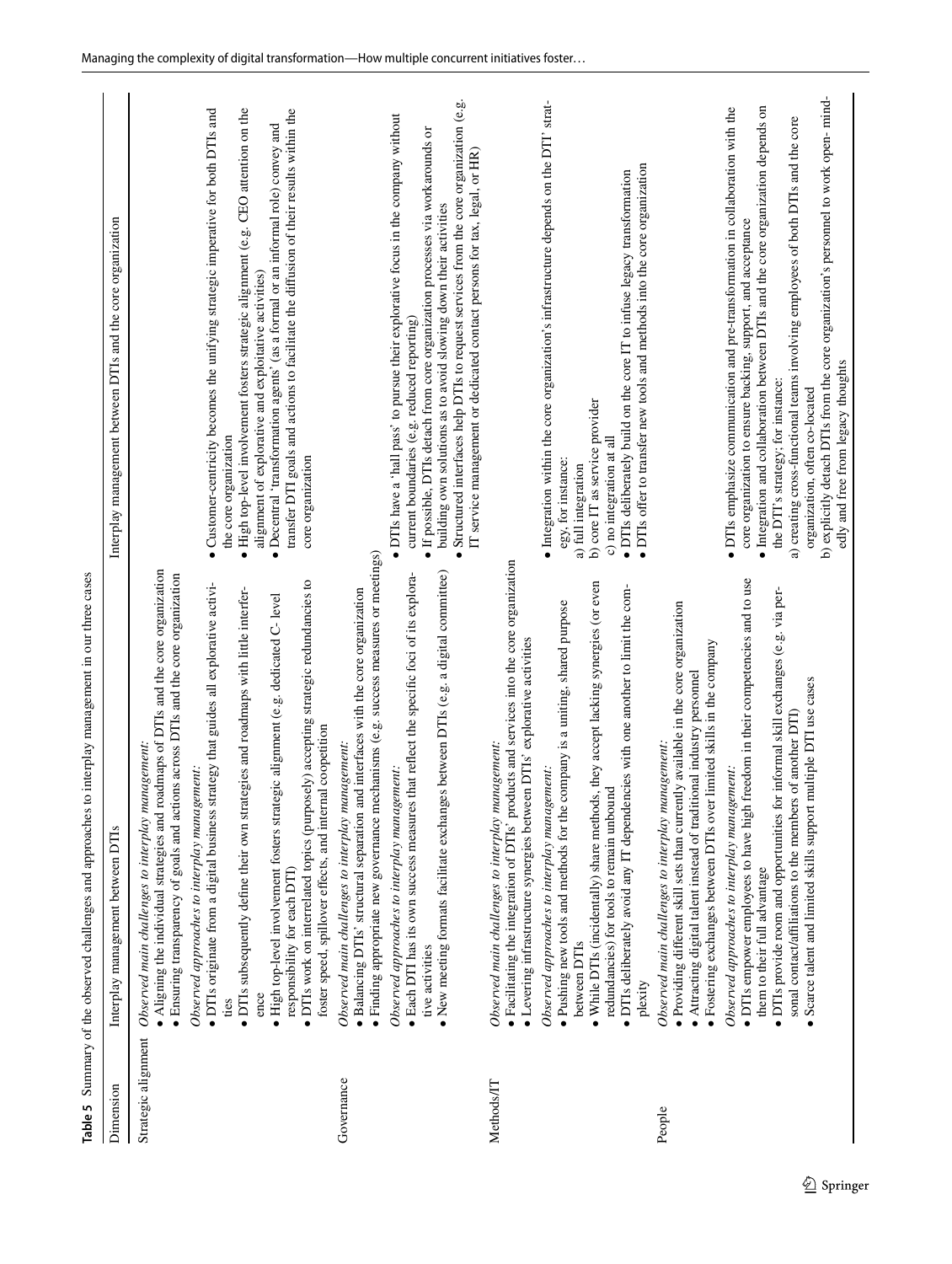**Table 5** Summary of the observed challenges and approaches to interplay management in our three cases

| Dimension | Interplay management between DTIs | Interplay management between DTIs and the core organization |
|---|---|---|
| Strategic alignment | *Observed main challenges to interplay management:*<br>• Aligning the individual strategies and roadmaps of DTIs and the core organization<br>• Ensuring transparency of goals and actions across DTIs and the core organization<br>*Observed approaches to interplay management:*<br>• DTIs originate from a digital business strategy that guides all explorative activities<br>• DTIs subsequently define their own strategies and roadmaps with little interference<br>• High top-level involvement fosters strategic alignment (e.g. dedicated C- level responsibility for each DTI)<br>• DTIs work on interrelated topics (purposely) accepting strategic redundancies to foster speed, spillover effects, and internal coopetition | • Customer-centricity becomes the unifying strategic imperative for both DTIs and the core organization<br>• High top-level involvement fosters strategic alignment (e.g. CEO attention on the alignment of explorative and exploitative activities)<br>• Decentral 'transformation agents' (as a formal or an informal role) convey and transfer DTI goals and actions to facilitate the diffusion of their results within the core organization |
| Governance | *Observed main challenges to interplay management:*<br>• Balancing DTIs' structural separation and interfaces with the core organization<br>• Finding appropriate new governance mechanisms (e.g. success measures or meetings)<br>*Observed approaches to interplay management:*<br>• Each DTI has its own success measures that reflect the specific foci of its explorative activities<br>• New meeting formats facilitate exchanges between DTIs (e.g. a digital committee) | • DTIs have a 'hall pass' to pursue their explorative focus in the company without current boundaries (e.g. reduced reporting)<br>• If possible, DTIs detach from core organization processes via workarounds or building own solutions as to avoid slowing down their activities<br>• Structured interfaces help DTIs to request services from the core organization (e.g. IT service management or dedicated contact persons for tax, legal, or HR) |
| Methods/IT | *Observed main challenges to interplay management:*<br>• Facilitating the integration of DTIs' products and services into the core organization<br>• Levering infrastructure synergies between DTIs' explorative activities<br>*Observed approaches to interplay management:*<br>• Pushing new tools and methods for the company is a uniting, shared purpose between DTIs<br>• While DTIs (incidentally) share methods, they accept lacking synergies (or even redundancies) for tools to remain unbound<br>• DTIs deliberately avoid any IT dependencies with one another to limit the complexity | • Integration within the core organization's infrastructure depends on the DTI' strategy, for instance:<br>a) full integration<br>b) core IT as service provider<br>c) no integration at all<br>• DTIs deliberately build on the core IT to infuse legacy transformation<br>• DTIs offer to transfer new tools and methods into the core organization |
| People | *Observed main challenges to interplay management:*<br>• Providing different skill sets than currently available in the core organization<br>• Attracting digital talent instead of traditional industry personnel<br>• Fostering exchanges between DTIs over limited skills in the company<br>*Observed approaches to interplay management:*<br>• DTIs empower employees to have high freedom in their competencies and to use them to their full advantage<br>• DTIs provide room and opportunities for informal skill exchanges (e.g. via personal contact/affiliations to the members of another DTI)<br>• Scarce talent and limited skills support multiple DTI use cases | • DTIs emphasize communication and pre-transformation in collaboration with the core organization to ensure backing, support, and acceptance<br>• Integration and collaboration between DTIs and the core organization depends on the DTI's strategy; for instance:<br>a) creating cross-functional teams involving employees of both DTIs and the core organization, often co-located<br>b) explicitly detach DTIs from the core organization's personnel to work open- mindedly and free from legacy thoughts |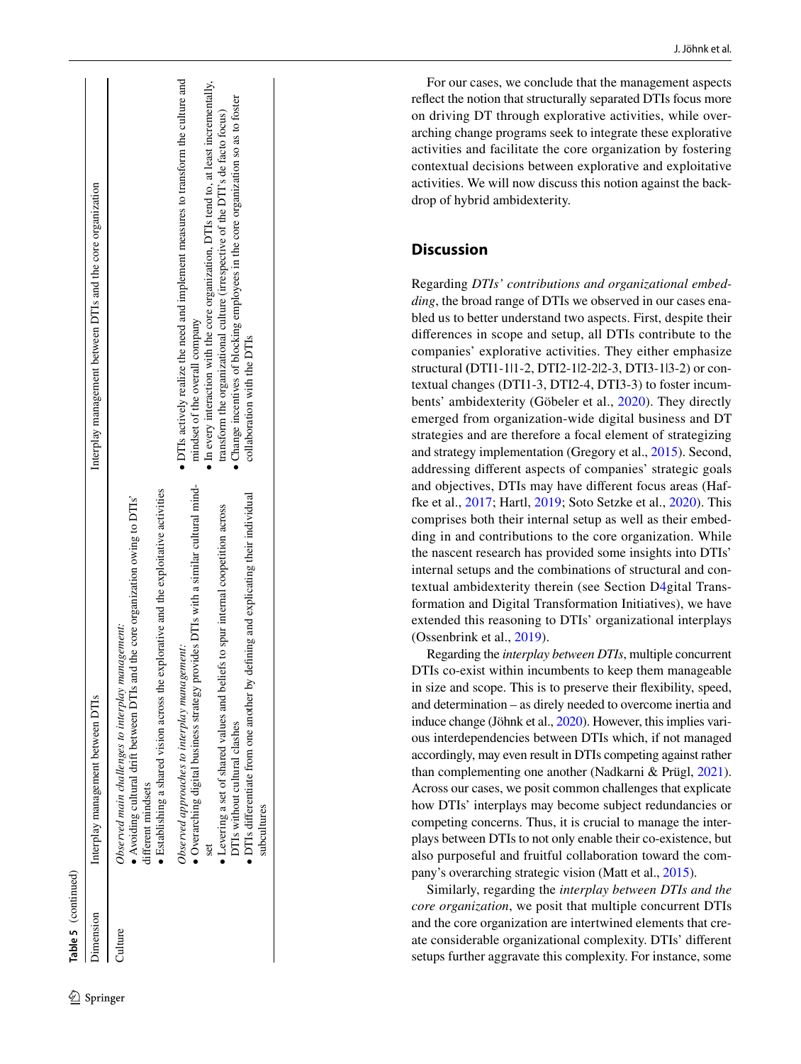**Table 5** (continued)

| Dimension | Interplay management between DTIs | Interplay management between DTIs and the core organization |
|---|---|---|
| Culture | *Observed main challenges to interplay management:*<br>• Avoiding cultural drift between DTIs and the core organization owing to DTIs' different mindsets<br>• Establishing a shared vision across the explorative and the exploitative activities<br>*Observed approaches to interplay management:*<br>• Overarching digital business strategy provides DTIs with a similar cultural mindset<br>• Levering a set of shared values and beliefs to spur internal coopetition across DTIs without cultural clashes<br>• DTIs differentiate from one another by defining and explicating their individual subcultures | • DTIs actively realize the need and implement measures to transform the culture and mindset of the overall company<br>• In every interaction with the core organization, DTIs tend to, at least incrementally, transform the organizational culture (irrespective of the DTI's de facto focus)<br>• Change incentives of blocking employees in the core organization so as to foster collaboration with the DTIs |

For our cases, we conclude that the management aspects reflect the notion that structurally separated DTIs focus more on driving DT through explorative activities, while overarching change programs seek to integrate these explorative activities and facilitate the core organization by fostering contextual decisions between explorative and exploitative activities. We will now discuss this notion against the backdrop of hybrid ambidexterity.

## Discussion

Regarding *DTIs' contributions and organizational embedding*, the broad range of DTIs we observed in our cases enabled us to better understand two aspects. First, despite their differences in scope and setup, all DTIs contribute to the companies' explorative activities. They either emphasize structural (DTI1-1|1-2, DTI2-1|2-2|2-3, DTI3-1|3-2) or contextual changes (DTI1-3, DTI2-4, DTI3-3) to foster incumbents' ambidexterity (Göbeler et al., 2020). They directly emerged from organization-wide digital business and DT strategies and are therefore a focal element of strategizing and strategy implementation (Gregory et al., 2015). Second, addressing different aspects of companies' strategic goals and objectives, DTIs may have different focus areas (Haffke et al., 2017; Hartl, 2019; Soto Setzke et al., 2020). This comprises both their internal setup as well as their embedding in and contributions to the core organization. While the nascent research has provided some insights into DTIs' internal setups and the combinations of structural and contextual ambidexterity therein (see Section D4gital Transformation and Digital Transformation Initiatives), we have extended this reasoning to DTIs' organizational interplays (Ossenbrink et al., 2019).

Regarding the *interplay between DTIs*, multiple concurrent DTIs co-exist within incumbents to keep them manageable in size and scope. This is to preserve their flexibility, speed, and determination – as direly needed to overcome inertia and induce change (Jöhnk et al., 2020). However, this implies various interdependencies between DTIs which, if not managed accordingly, may even result in DTIs competing against rather than complementing one another (Nadkarni & Prügl, 2021). Across our cases, we posit common challenges that explicate how DTIs' interplays may become subject redundancies or competing concerns. Thus, it is crucial to manage the interplays between DTIs to not only enable their co-existence, but also purposeful and fruitful collaboration toward the company's overarching strategic vision (Matt et al., 2015).

Similarly, regarding the *interplay between DTIs and the core organization*, we posit that multiple concurrent DTIs and the core organization are intertwined elements that create considerable organizational complexity. DTIs' different setups further aggravate this complexity. For instance, some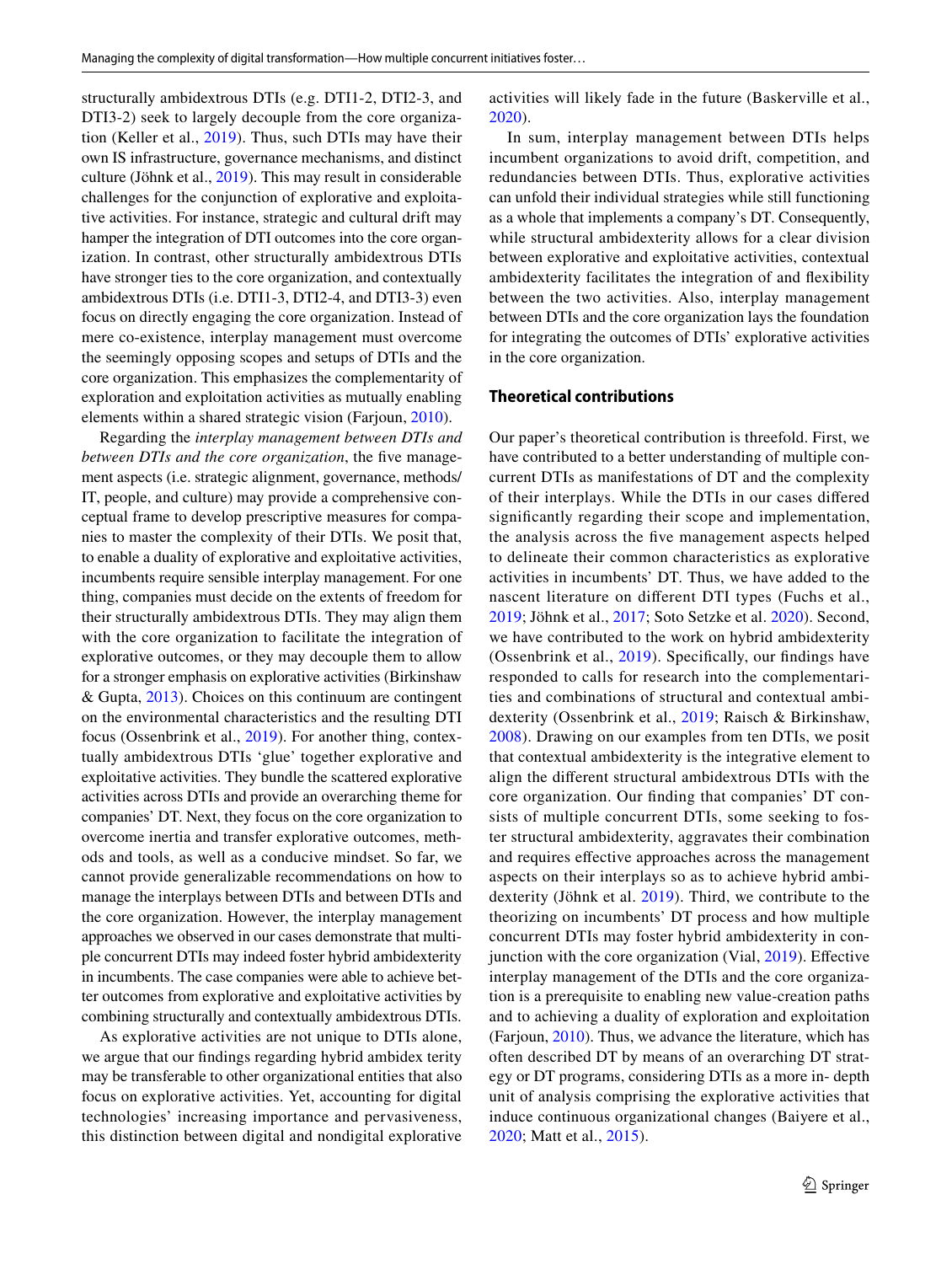structurally ambidextrous DTIs (e.g. DTI1-2, DTI2-3, and DTI3-2) seek to largely decouple from the core organization (Keller et al., 2019). Thus, such DTIs may have their own IS infrastructure, governance mechanisms, and distinct culture (Jöhnk et al., 2019). This may result in considerable challenges for the conjunction of explorative and exploitative activities. For instance, strategic and cultural drift may hamper the integration of DTI outcomes into the core organization. In contrast, other structurally ambidextrous DTIs have stronger ties to the core organization, and contextually ambidextrous DTIs (i.e. DTI1-3, DTI2-4, and DTI3-3) even focus on directly engaging the core organization. Instead of mere co-existence, interplay management must overcome the seemingly opposing scopes and setups of DTIs and the core organization. This emphasizes the complementarity of exploration and exploitation activities as mutually enabling elements within a shared strategic vision (Farjoun, 2010).

Regarding the *interplay management between DTIs and between DTIs and the core organization*, the five management aspects (i.e. strategic alignment, governance, methods/IT, people, and culture) may provide a comprehensive conceptual frame to develop prescriptive measures for companies to master the complexity of their DTIs. We posit that, to enable a duality of explorative and exploitative activities, incumbents require sensible interplay management. For one thing, companies must decide on the extents of freedom for their structurally ambidextrous DTIs. They may align them with the core organization to facilitate the integration of explorative outcomes, or they may decouple them to allow for a stronger emphasis on explorative activities (Birkinshaw & Gupta, 2013). Choices on this continuum are contingent on the environmental characteristics and the resulting DTI focus (Ossenbrink et al., 2019). For another thing, contextually ambidextrous DTIs 'glue' together explorative and exploitative activities. They bundle the scattered explorative activities across DTIs and provide an overarching theme for companies' DT. Next, they focus on the core organization to overcome inertia and transfer explorative outcomes, methods and tools, as well as a conducive mindset. So far, we cannot provide generalizable recommendations on how to manage the interplays between DTIs and between DTIs and the core organization. However, the interplay management approaches we observed in our cases demonstrate that multiple concurrent DTIs may indeed foster hybrid ambidexterity in incumbents. The case companies were able to achieve better outcomes from explorative and exploitative activities by combining structurally and contextually ambidextrous DTIs.

As explorative activities are not unique to DTIs alone, we argue that our findings regarding hybrid ambidex terity may be transferable to other organizational entities that also focus on explorative activities. Yet, accounting for digital technologies' increasing importance and pervasiveness, this distinction between digital and nondigital explorative activities will likely fade in the future (Baskerville et al., 2020).

In sum, interplay management between DTIs helps incumbent organizations to avoid drift, competition, and redundancies between DTIs. Thus, explorative activities can unfold their individual strategies while still functioning as a whole that implements a company's DT. Consequently, while structural ambidexterity allows for a clear division between explorative and exploitative activities, contextual ambidexterity facilitates the integration of and flexibility between the two activities. Also, interplay management between DTIs and the core organization lays the foundation for integrating the outcomes of DTIs' explorative activities in the core organization.

### Theoretical contributions

Our paper's theoretical contribution is threefold. First, we have contributed to a better understanding of multiple concurrent DTIs as manifestations of DT and the complexity of their interplays. While the DTIs in our cases differed significantly regarding their scope and implementation, the analysis across the five management aspects helped to delineate their common characteristics as explorative activities in incumbents' DT. Thus, we have added to the nascent literature on different DTI types (Fuchs et al., 2019; Jöhnk et al., 2017; Soto Setzke et al. 2020). Second, we have contributed to the work on hybrid ambidexterity (Ossenbrink et al., 2019). Specifically, our findings have responded to calls for research into the complementarities and combinations of structural and contextual ambidexterity (Ossenbrink et al., 2019; Raisch & Birkinshaw, 2008). Drawing on our examples from ten DTIs, we posit that contextual ambidexterity is the integrative element to align the different structural ambidextrous DTIs with the core organization. Our finding that companies' DT consists of multiple concurrent DTIs, some seeking to foster structural ambidexterity, aggravates their combination and requires effective approaches across the management aspects on their interplays so as to achieve hybrid ambidexterity (Jöhnk et al. 2019). Third, we contribute to the theorizing on incumbents' DT process and how multiple concurrent DTIs may foster hybrid ambidexterity in conjunction with the core organization (Vial, 2019). Effective interplay management of the DTIs and the core organization is a prerequisite to enabling new value-creation paths and to achieving a duality of exploration and exploitation (Farjoun, 2010). Thus, we advance the literature, which has often described DT by means of an overarching DT strategy or DT programs, considering DTIs as a more in- depth unit of analysis comprising the explorative activities that induce continuous organizational changes (Baiyere et al., 2020; Matt et al., 2015).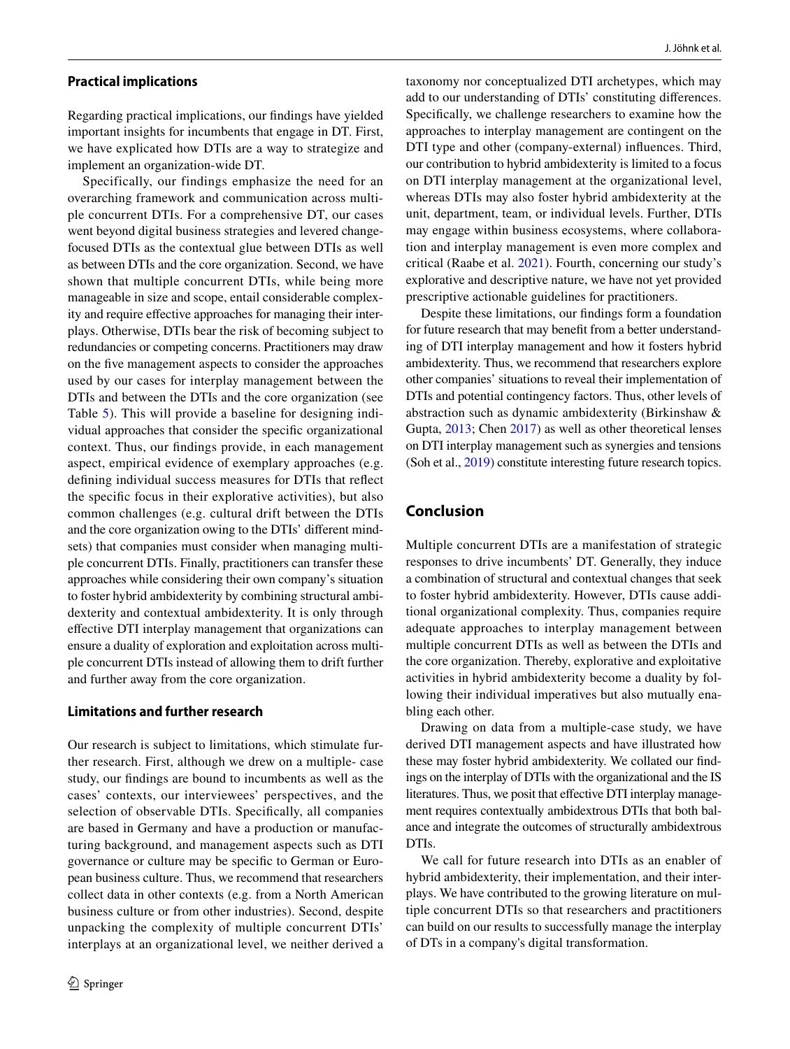### Practical implications

Regarding practical implications, our findings have yielded important insights for incumbents that engage in DT. First, we have explicated how DTIs are a way to strategize and implement an organization-wide DT.

Specifically, our findings emphasize the need for an overarching framework and communication across multiple concurrent DTIs. For a comprehensive DT, our cases went beyond digital business strategies and levered change-focused DTIs as the contextual glue between DTIs as well as between DTIs and the core organization. Second, we have shown that multiple concurrent DTIs, while being more manageable in size and scope, entail considerable complexity and require effective approaches for managing their interplays. Otherwise, DTIs bear the risk of becoming subject to redundancies or competing concerns. Practitioners may draw on the five management aspects to consider the approaches used by our cases for interplay management between the DTIs and between the DTIs and the core organization (see Table 5). This will provide a baseline for designing individual approaches that consider the specific organizational context. Thus, our findings provide, in each management aspect, empirical evidence of exemplary approaches (e.g. defining individual success measures for DTIs that reflect the specific focus in their explorative activities), but also common challenges (e.g. cultural drift between the DTIs and the core organization owing to the DTIs' different mindsets) that companies must consider when managing multiple concurrent DTIs. Finally, practitioners can transfer these approaches while considering their own company's situation to foster hybrid ambidexterity by combining structural ambidexterity and contextual ambidexterity. It is only through effective DTI interplay management that organizations can ensure a duality of exploration and exploitation across multiple concurrent DTIs instead of allowing them to drift further and further away from the core organization.

### Limitations and further research

Our research is subject to limitations, which stimulate further research. First, although we drew on a multiple- case study, our findings are bound to incumbents as well as the cases' contexts, our interviewees' perspectives, and the selection of observable DTIs. Specifically, all companies are based in Germany and have a production or manufacturing background, and management aspects such as DTI governance or culture may be specific to German or European business culture. Thus, we recommend that researchers collect data in other contexts (e.g. from a North American business culture or from other industries). Second, despite unpacking the complexity of multiple concurrent DTIs' interplays at an organizational level, we neither derived a taxonomy nor conceptualized DTI archetypes, which may add to our understanding of DTIs' constituting differences. Specifically, we challenge researchers to examine how the approaches to interplay management are contingent on the DTI type and other (company-external) influences. Third, our contribution to hybrid ambidexterity is limited to a focus on DTI interplay management at the organizational level, whereas DTIs may also foster hybrid ambidexterity at the unit, department, team, or individual levels. Further, DTIs may engage within business ecosystems, where collaboration and interplay management is even more complex and critical (Raabe et al. 2021). Fourth, concerning our study's explorative and descriptive nature, we have not yet provided prescriptive actionable guidelines for practitioners.

Despite these limitations, our findings form a foundation for future research that may benefit from a better understanding of DTI interplay management and how it fosters hybrid ambidexterity. Thus, we recommend that researchers explore other companies' situations to reveal their implementation of DTIs and potential contingency factors. Thus, other levels of abstraction such as dynamic ambidexterity (Birkinshaw & Gupta, 2013; Chen 2017) as well as other theoretical lenses on DTI interplay management such as synergies and tensions (Soh et al., 2019) constitute interesting future research topics.

## Conclusion

Multiple concurrent DTIs are a manifestation of strategic responses to drive incumbents' DT. Generally, they induce a combination of structural and contextual changes that seek to foster hybrid ambidexterity. However, DTIs cause additional organizational complexity. Thus, companies require adequate approaches to interplay management between multiple concurrent DTIs as well as between the DTIs and the core organization. Thereby, explorative and exploitative activities in hybrid ambidexterity become a duality by following their individual imperatives but also mutually enabling each other.

Drawing on data from a multiple-case study, we have derived DTI management aspects and have illustrated how these may foster hybrid ambidexterity. We collated our findings on the interplay of DTIs with the organizational and the IS literatures. Thus, we posit that effective DTI interplay management requires contextually ambidextrous DTIs that both balance and integrate the outcomes of structurally ambidextrous DTIs.

We call for future research into DTIs as an enabler of hybrid ambidexterity, their implementation, and their interplays. We have contributed to the growing literature on multiple concurrent DTIs so that researchers and practitioners can build on our results to successfully manage the interplay of DTs in a company's digital transformation.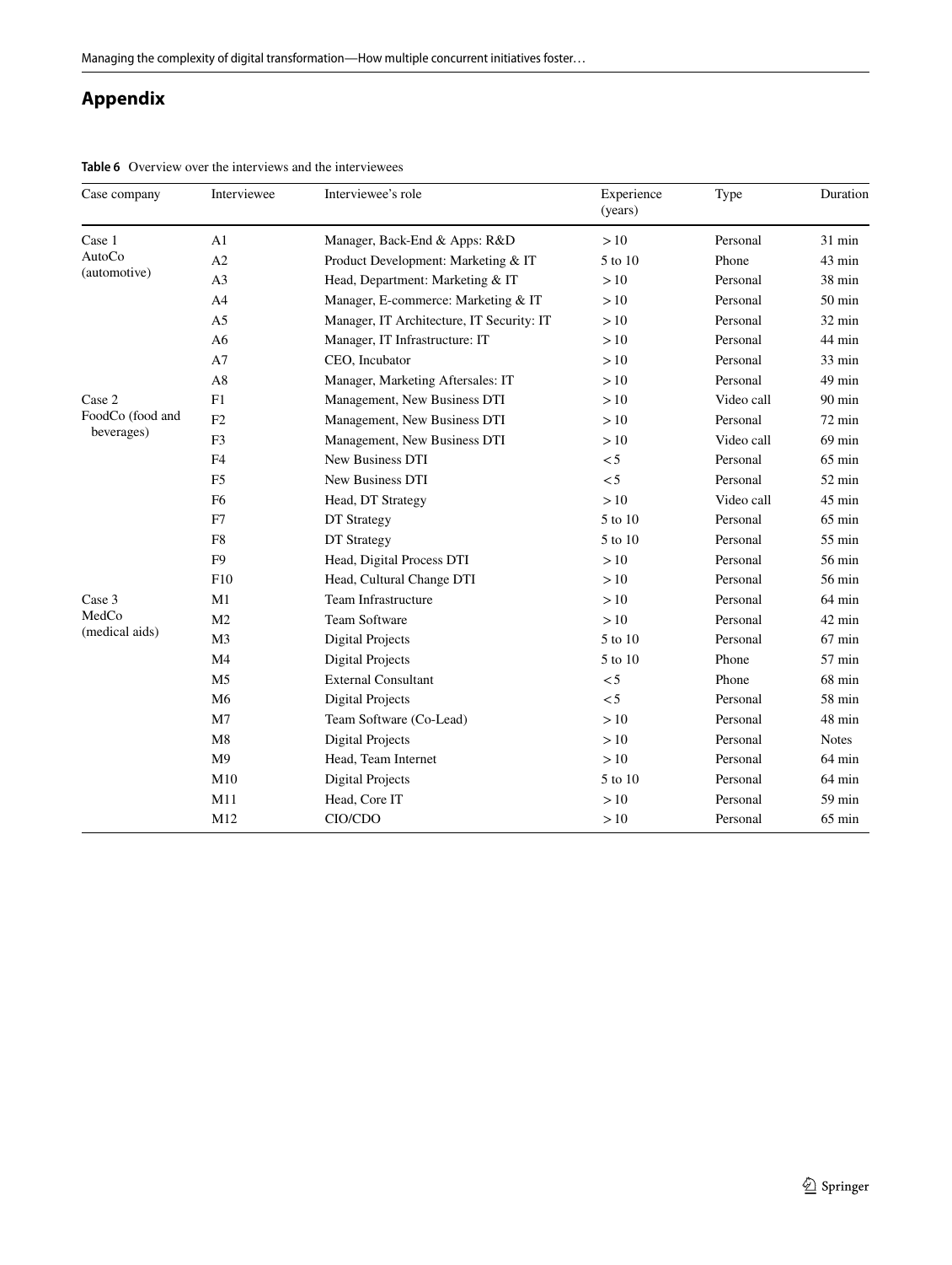## Appendix

**Table 6** Overview over the interviews and the interviewees

| Case company | Interviewee | Interviewee's role | Experience (years) | Type | Duration |
|---|---|---|---|---|---|
| Case 1 AutoCo (automotive) | A1 | Manager, Back-End & Apps: R&D | > 10 | Personal | 31 min |
| | A2 | Product Development: Marketing & IT | 5 to 10 | Phone | 43 min |
| | A3 | Head, Department: Marketing & IT | > 10 | Personal | 38 min |
| | A4 | Manager, E-commerce: Marketing & IT | > 10 | Personal | 50 min |
| | A5 | Manager, IT Architecture, IT Security: IT | > 10 | Personal | 32 min |
| | A6 | Manager, IT Infrastructure: IT | > 10 | Personal | 44 min |
| | A7 | CEO, Incubator | > 10 | Personal | 33 min |
| | A8 | Manager, Marketing Aftersales: IT | > 10 | Personal | 49 min |
| Case 2 FoodCo (food and beverages) | F1 | Management, New Business DTI | > 10 | Video call | 90 min |
| | F2 | Management, New Business DTI | > 10 | Personal | 72 min |
| | F3 | Management, New Business DTI | > 10 | Video call | 69 min |
| | F4 | New Business DTI | < 5 | Personal | 65 min |
| | F5 | New Business DTI | < 5 | Personal | 52 min |
| | F6 | Head, DT Strategy | > 10 | Video call | 45 min |
| | F7 | DT Strategy | 5 to 10 | Personal | 65 min |
| | F8 | DT Strategy | 5 to 10 | Personal | 55 min |
| | F9 | Head, Digital Process DTI | > 10 | Personal | 56 min |
| | F10 | Head, Cultural Change DTI | > 10 | Personal | 56 min |
| Case 3 MedCo (medical aids) | M1 | Team Infrastructure | > 10 | Personal | 64 min |
| | M2 | Team Software | > 10 | Personal | 42 min |
| | M3 | Digital Projects | 5 to 10 | Personal | 67 min |
| | M4 | Digital Projects | 5 to 10 | Phone | 57 min |
| | M5 | External Consultant | < 5 | Phone | 68 min |
| | M6 | Digital Projects | < 5 | Personal | 58 min |
| | M7 | Team Software (Co-Lead) | > 10 | Personal | 48 min |
| | M8 | Digital Projects | > 10 | Personal | Notes |
| | M9 | Head, Team Internet | > 10 | Personal | 64 min |
| | M10 | Digital Projects | 5 to 10 | Personal | 64 min |
| | M11 | Head, Core IT | > 10 | Personal | 59 min |
| | M12 | CIO/CDO | > 10 | Personal | 65 min |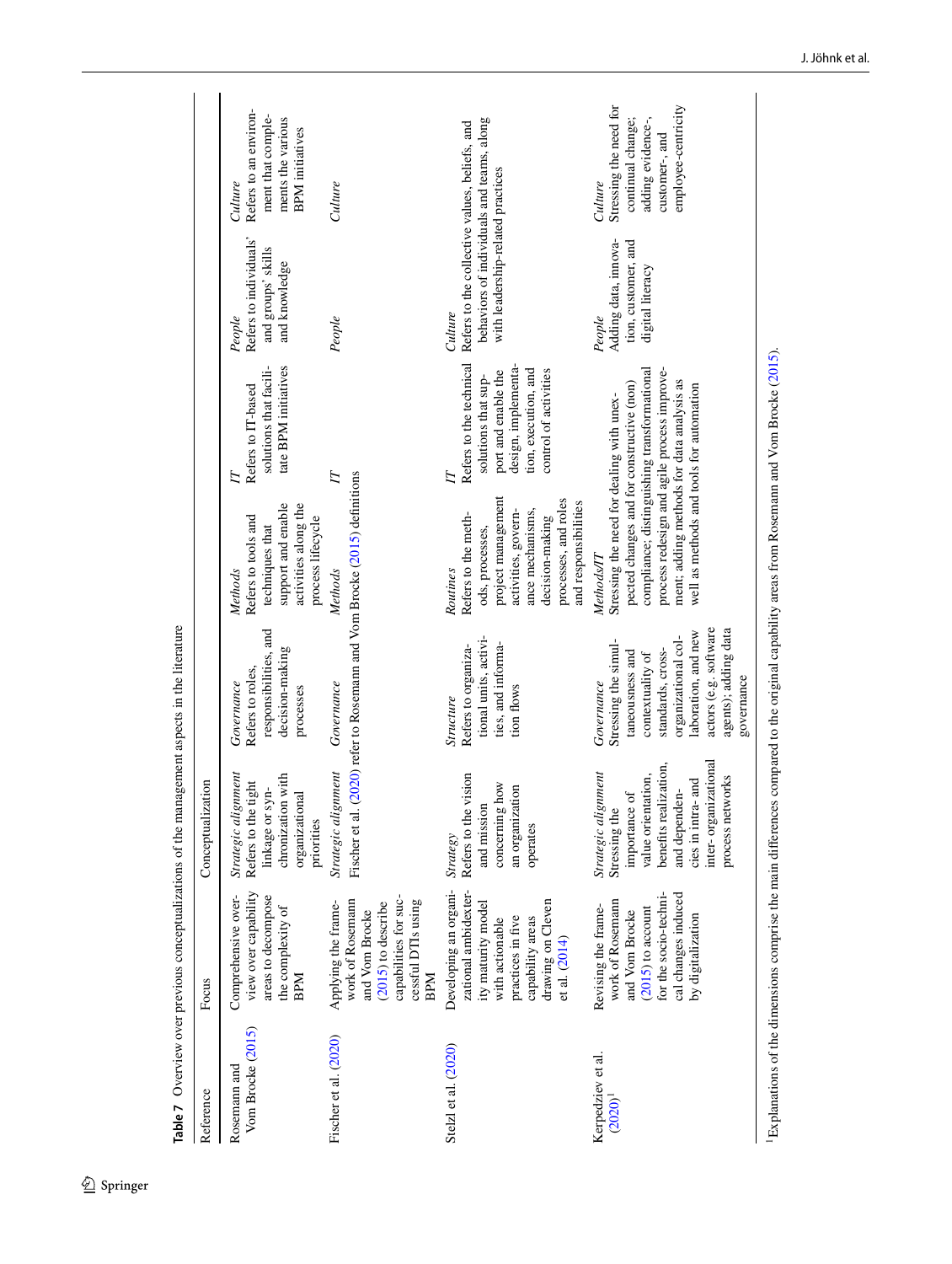**Table 7** Overview over previous conceptualizations of the management aspects in the literature

| Reference | Focus | Conceptualization | | | | | |
|---|---|---|---|---|---|---|---|
| Rosemann and Vom Brocke (2015) | Comprehensive overview over capability areas to decompose the complexity of BPM | *Strategic alignment* Refers to the tight linkage or synchronization with organizational priorities | *Governance* Refers to roles, responsibilities, and decision-making processes | *Methods* Refers to tools and techniques that support and enable activities along the process lifecycle | *IT* Refers to IT-based solutions that facilitate BPM initiatives | *People* Refers to individuals' and groups' skills and knowledge | *Culture* Refers to an environment that complements the various BPM initiatives |
| Fischer et al. (2020) | Applying the framework of Rosemann and Vom Brocke (2015) to describe capabilities for successful DTIs using BPM | *Strategic alignment* | *Governance* | *Methods* | *IT* | *People* | *Culture* |
| | | Fischer et al. (2020) refer to Rosemann and Vom Brocke (2015) definitions | | | | | |
| Stelzl et al. (2020) | Developing an organizational ambidexterity maturity model with actionable practices in five capability areas drawing on Cleven et al. (2014) | *Strategy* Refers to the vision and mission concerning how an organization operates | *Structure* Refers to organizational units, activities, and information flows | *Routines* Refers to the methods, processes, project management activities, governance mechanisms, decision-making processes, and roles and responsibilities | *IT* Refers to the technical solutions that support and enable the design, implementation, execution, and control of activities | *Culture* Refers to the collective values, beliefs, and behaviors of individuals and teams, along with leadership-related practices | |
| Kerpedziev et al. (2020)[1] | Revising the framework of Rosemann and Vom Brocke (2015) to account for the socio-technical changes induced by digitalization | *Strategic alignment* Stressing the importance of value orientation, benefits realization, and dependencies in intra- and inter- organizational process networks | *Governance* Stressing the simultaneousness and contextuality of standards, cross-organizational collaboration, and new actors (e.g. software agents); adding data governance | *Methods/IT* Stressing the need for dealing with unexpected changes and for constructive (non) compliance; distinguishing transformational process redesign and agile process improvement; adding methods for data analysis as well as methods and tools for automation | | *People* Adding data, innovation, customer, and digital literacy | *Culture* Stressing the need for continual change; adding evidence-, customer-, and employee-centricity |

[1]Explanations of the dimensions comprise the main differences compared to the original capability areas from Rosemann and Vom Brocke (2015).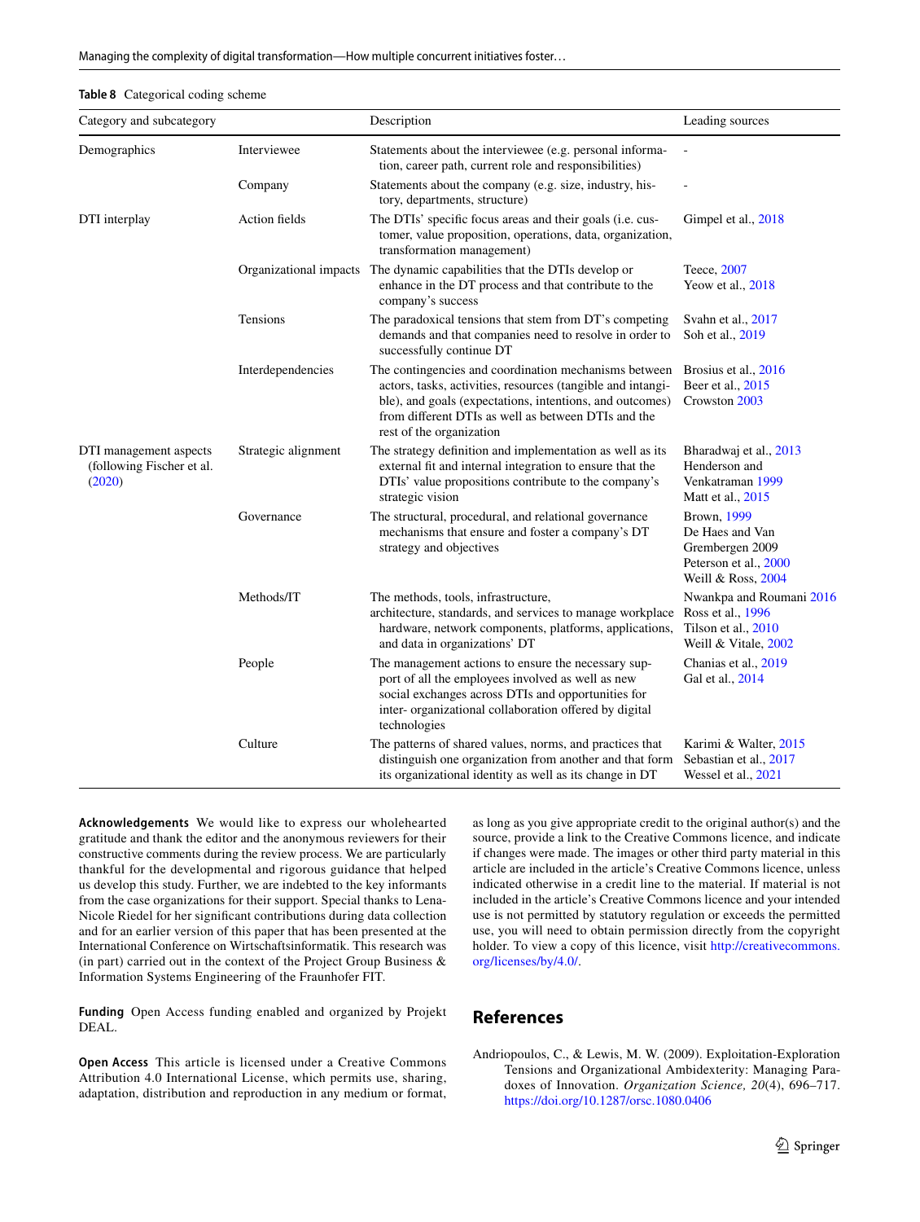**Table 8** Categorical coding scheme

| Category and subcategory | | Description | Leading sources |
|---|---|---|---|
| Demographics | Interviewee | Statements about the interviewee (e.g. personal information, career path, current role and responsibilities) | - |
| | Company | Statements about the company (e.g. size, industry, history, departments, structure) | - |
| DTI interplay | Action fields | The DTIs' specific focus areas and their goals (i.e. customer, value proposition, operations, data, organization, transformation management) | Gimpel et al., 2018 |
| | Organizational impacts | The dynamic capabilities that the DTIs develop or enhance in the DT process and that contribute to the company's success | Teece, 2007<br>Yeow et al., 2018 |
| | Tensions | The paradoxical tensions that stem from DT's competing demands and that companies need to resolve in order to successfully continue DT | Svahn et al., 2017<br>Soh et al., 2019 |
| | Interdependencies | The contingencies and coordination mechanisms between actors, tasks, activities, resources (tangible and intangible), and goals (expectations, intentions, and outcomes) from different DTIs as well as between DTIs and the rest of the organization | Brosius et al., 2016<br>Beer et al., 2015<br>Crowston 2003 |
| DTI management aspects (following Fischer et al. (2020) | Strategic alignment | The strategy definition and implementation as well as its external fit and internal integration to ensure that the DTIs' value propositions contribute to the company's strategic vision | Bharadwaj et al., 2013<br>Henderson and Venkatraman 1999<br>Matt et al., 2015 |
| | Governance | The structural, procedural, and relational governance mechanisms that ensure and foster a company's DT strategy and objectives | Brown, 1999<br>De Haes and Van Grembergen 2009<br>Peterson et al., 2000<br>Weill & Ross, 2004 |
| | Methods/IT | The methods, tools, infrastructure, architecture, standards, and services to manage workplace hardware, network components, platforms, applications, and data in organizations' DT | Nwankpa and Roumani 2016<br>Ross et al., 1996<br>Tilson et al., 2010<br>Weill & Vitale, 2002 |
| | People | The management actions to ensure the necessary support of all the employees involved as well as new social exchanges across DTIs and opportunities for inter- organizational collaboration offered by digital technologies | Chanias et al., 2019<br>Gal et al., 2014 |
| | Culture | The patterns of shared values, norms, and practices that distinguish one organization from another and that form its organizational identity as well as its change in DT | Karimi & Walter, 2015<br>Sebastian et al., 2017<br>Wessel et al., 2021 |

**Acknowledgements** We would like to express our wholehearted gratitude and thank the editor and the anonymous reviewers for their constructive comments during the review process. We are particularly thankful for the developmental and rigorous guidance that helped us develop this study. Further, we are indebted to the key informants from the case organizations for their support. Special thanks to Lena-Nicole Riedel for her significant contributions during data collection and for an earlier version of this paper that has been presented at the International Conference on Wirtschaftsinformatik. This research was (in part) carried out in the context of the Project Group Business & Information Systems Engineering of the Fraunhofer FIT.

**Funding** Open Access funding enabled and organized by Projekt DEAL.

**Open Access** This article is licensed under a Creative Commons Attribution 4.0 International License, which permits use, sharing, adaptation, distribution and reproduction in any medium or format, as long as you give appropriate credit to the original author(s) and the source, provide a link to the Creative Commons licence, and indicate if changes were made. The images or other third party material in this article are included in the article's Creative Commons licence, unless indicated otherwise in a credit line to the material. If material is not included in the article's Creative Commons licence and your intended use is not permitted by statutory regulation or exceeds the permitted use, you will need to obtain permission directly from the copyright holder. To view a copy of this licence, visit http://creativecommons.org/licenses/by/4.0/.

## References

Andriopoulos, C., & Lewis, M. W. (2009). Exploitation-Exploration Tensions and Organizational Ambidexterity: Managing Paradoxes of Innovation. *Organization Science, 20*(4), 696–717. https://doi.org/10.1287/orsc.1080.0406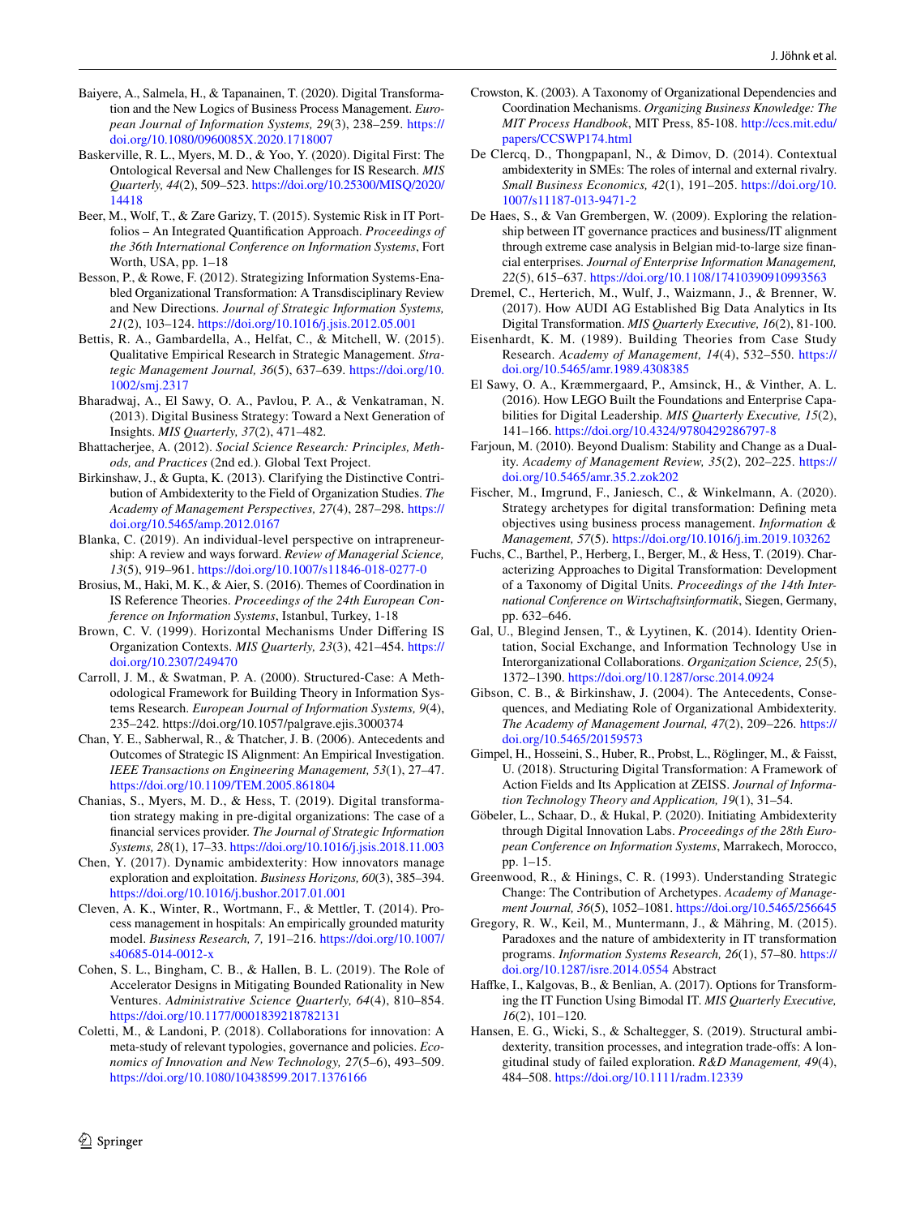Baiyere, A., Salmela, H., & Tapanainen, T. (2020). Digital Transformation and the New Logics of Business Process Management. *European Journal of Information Systems, 29*(3), 238–259. https://doi.org/10.1080/0960085X.2020.1718007

Baskerville, R. L., Myers, M. D., & Yoo, Y. (2020). Digital First: The Ontological Reversal and New Challenges for IS Research. *MIS Quarterly, 44*(2), 509–523. https://doi.org/10.25300/MISQ/2020/14418

Beer, M., Wolf, T., & Zare Garizy, T. (2015). Systemic Risk in IT Portfolios – An Integrated Quantification Approach. *Proceedings of the 36th International Conference on Information Systems*, Fort Worth, USA, pp. 1–18

Besson, P., & Rowe, F. (2012). Strategizing Information Systems-Enabled Organizational Transformation: A Transdisciplinary Review and New Directions. *Journal of Strategic Information Systems, 21*(2), 103–124. https://doi.org/10.1016/j.jsis.2012.05.001

Bettis, R. A., Gambardella, A., Helfat, C., & Mitchell, W. (2015). Qualitative Empirical Research in Strategic Management. *Strategic Management Journal, 36*(5), 637–639. https://doi.org/10.1002/smj.2317

Bharadwaj, A., El Sawy, O. A., Pavlou, P. A., & Venkatraman, N. (2013). Digital Business Strategy: Toward a Next Generation of Insights. *MIS Quarterly, 37*(2), 471–482.

Bhattacherjee, A. (2012). *Social Science Research: Principles, Methods, and Practices* (2nd ed.). Global Text Project.

Birkinshaw, J., & Gupta, K. (2013). Clarifying the Distinctive Contribution of Ambidexterity to the Field of Organization Studies. *The Academy of Management Perspectives, 27*(4), 287–298. https://doi.org/10.5465/amp.2012.0167

Blanka, C. (2019). An individual-level perspective on intrapreneurship: A review and ways forward. *Review of Managerial Science, 13*(5), 919–961. https://doi.org/10.1007/s11846-018-0277-0

Brosius, M., Haki, M. K., & Aier, S. (2016). Themes of Coordination in IS Reference Theories. *Proceedings of the 24th European Conference on Information Systems*, Istanbul, Turkey, 1-18

Brown, C. V. (1999). Horizontal Mechanisms Under Differing IS Organization Contexts. *MIS Quarterly, 23*(3), 421–454. https://doi.org/10.2307/249470

Carroll, J. M., & Swatman, P. A. (2000). Structured-Case: A Methodological Framework for Building Theory in Information Systems Research. *European Journal of Information Systems, 9*(4), 235–242. https://doi.org/10.1057/palgrave.ejis.3000374

Chan, Y. E., Sabherwal, R., & Thatcher, J. B. (2006). Antecedents and Outcomes of Strategic IS Alignment: An Empirical Investigation. *IEEE Transactions on Engineering Management, 53*(1), 27–47. https://doi.org/10.1109/TEM.2005.861804

Chanias, S., Myers, M. D., & Hess, T. (2019). Digital transformation strategy making in pre-digital organizations: The case of a financial services provider. *The Journal of Strategic Information Systems, 28*(1), 17–33. https://doi.org/10.1016/j.jsis.2018.11.003

Chen, Y. (2017). Dynamic ambidexterity: How innovators manage exploration and exploitation. *Business Horizons, 60*(3), 385–394. https://doi.org/10.1016/j.bushor.2017.01.001

Cleven, A. K., Winter, R., Wortmann, F., & Mettler, T. (2014). Process management in hospitals: An empirically grounded maturity model. *Business Research, 7,* 191–216. https://doi.org/10.1007/s40685-014-0012-x

Cohen, S. L., Bingham, C. B., & Hallen, B. L. (2019). The Role of Accelerator Designs in Mitigating Bounded Rationality in New Ventures. *Administrative Science Quarterly, 64*(4), 810–854. https://doi.org/10.1177/0001839218782131

Coletti, M., & Landoni, P. (2018). Collaborations for innovation: A meta-study of relevant typologies, governance and policies. *Economics of Innovation and New Technology, 27*(5–6), 493–509. https://doi.org/10.1080/10438599.2017.1376166

Crowston, K. (2003). A Taxonomy of Organizational Dependencies and Coordination Mechanisms. *Organizing Business Knowledge: The MIT Process Handbook*, MIT Press, 85-108. http://ccs.mit.edu/papers/CCSWP174.html

De Clercq, D., Thongpapanl, N., & Dimov, D. (2014). Contextual ambidexterity in SMEs: The roles of internal and external rivalry. *Small Business Economics, 42*(1), 191–205. https://doi.org/10.1007/s11187-013-9471-2

De Haes, S., & Van Grembergen, W. (2009). Exploring the relationship between IT governance practices and business/IT alignment through extreme case analysis in Belgian mid-to-large size financial enterprises. *Journal of Enterprise Information Management, 22*(5), 615–637. https://doi.org/10.1108/17410390910993563

Dremel, C., Herterich, M., Wulf, J., Waizmann, J., & Brenner, W. (2017). How AUDI AG Established Big Data Analytics in Its Digital Transformation. *MIS Quarterly Executive, 16*(2), 81-100.

Eisenhardt, K. M. (1989). Building Theories from Case Study Research. *Academy of Management, 14*(4), 532–550. https://doi.org/10.5465/amr.1989.4308385

El Sawy, O. A., Kræmmergaard, P., Amsinck, H., & Vinther, A. L. (2016). How LEGO Built the Foundations and Enterprise Capabilities for Digital Leadership. *MIS Quarterly Executive, 15*(2), 141–166. https://doi.org/10.4324/9780429286797-8

Farjoun, M. (2010). Beyond Dualism: Stability and Change as a Duality. *Academy of Management Review, 35*(2), 202–225. https://doi.org/10.5465/amr.35.2.zok202

Fischer, M., Imgrund, F., Janiesch, C., & Winkelmann, A. (2020). Strategy archetypes for digital transformation: Defining meta objectives using business process management. *Information & Management, 57*(5). https://doi.org/10.1016/j.im.2019.103262

Fuchs, C., Barthel, P., Herberg, I., Berger, M., & Hess, T. (2019). Characterizing Approaches to Digital Transformation: Development of a Taxonomy of Digital Units. *Proceedings of the 14th International Conference on Wirtschaftsinformatik*, Siegen, Germany, pp. 632–646.

Gal, U., Blegind Jensen, T., & Lyytinen, K. (2014). Identity Orientation, Social Exchange, and Information Technology Use in Interorganizational Collaborations. *Organization Science, 25*(5), 1372–1390. https://doi.org/10.1287/orsc.2014.0924

Gibson, C. B., & Birkinshaw, J. (2004). The Antecedents, Consequences, and Mediating Role of Organizational Ambidexterity. *The Academy of Management Journal, 47*(2), 209–226. https://doi.org/10.5465/20159573

Gimpel, H., Hosseini, S., Huber, R., Probst, L., Röglinger, M., & Faisst, U. (2018). Structuring Digital Transformation: A Framework of Action Fields and Its Application at ZEISS. *Journal of Information Technology Theory and Application, 19*(1), 31–54.

Göbeler, L., Schaar, D., & Hukal, P. (2020). Initiating Ambidexterity through Digital Innovation Labs. *Proceedings of the 28th European Conference on Information Systems*, Marrakech, Morocco, pp. 1–15.

Greenwood, R., & Hinings, C. R. (1993). Understanding Strategic Change: The Contribution of Archetypes. *Academy of Management Journal, 36*(5), 1052–1081. https://doi.org/10.5465/256645

Gregory, R. W., Keil, M., Muntermann, J., & Mähring, M. (2015). Paradoxes and the nature of ambidexterity in IT transformation programs. *Information Systems Research, 26*(1), 57–80. https://doi.org/10.1287/isre.2014.0554 Abstract

Haffke, I., Kalgovas, B., & Benlian, A. (2017). Options for Transforming the IT Function Using Bimodal IT. *MIS Quarterly Executive, 16*(2), 101–120.

Hansen, E. G., Wicki, S., & Schaltegger, S. (2019). Structural ambidexterity, transition processes, and integration trade-offs: A longitudinal study of failed exploration. *R&D Management, 49*(4), 484–508. https://doi.org/10.1111/radm.12339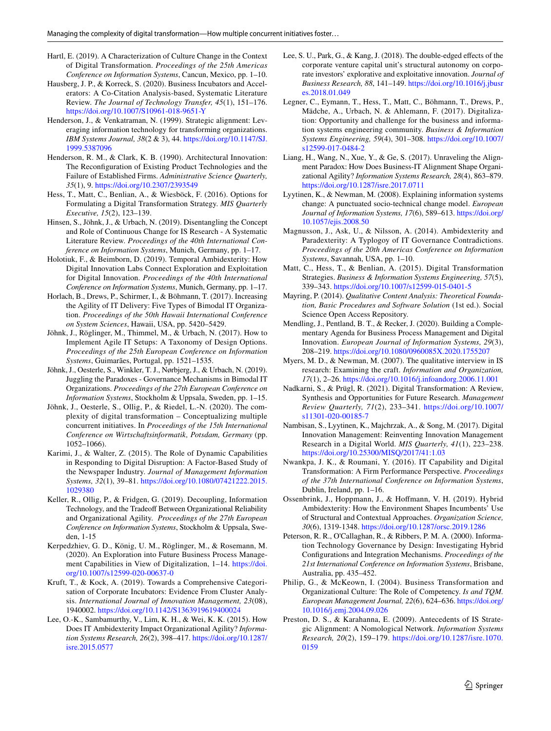Hartl, E. (2019). A Characterization of Culture Change in the Context of Digital Transformation. *Proceedings of the 25th Americas Conference on Information Systems*, Cancun, Mexico, pp. 1–10.

Hausberg, J. P., & Korreck, S. (2020). Business Incubators and Accelerators: A Co-Citation Analysis-based, Systematic Literature Review. *The Journal of Technology Transfer, 45*(1), 151–176. https://doi.org/10.1007/S10961-018-9651-Y

Henderson, J., & Venkatraman, N. (1999). Strategic alignment: Leveraging information technology for transforming organizations. *IBM Systems Journal, 38*(2 & 3), 44. https://doi.org/10.1147/SJ.1999.5387096

Henderson, R. M., & Clark, K. B. (1990). Architectural Innovation: The Reconfiguration of Existing Product Technologies and the Failure of Established Firms. *Administrative Science Quarterly, 35*(1), 9. https://doi.org/10.2307/2393549

Hess, T., Matt, C., Benlian, A., & Wiesböck, F. (2016). Options for Formulating a Digital Transformation Strategy. *MIS Quarterly Executive, 15*(2), 123–139.

Hinsen, S., Jöhnk, J., & Urbach, N. (2019). Disentangling the Concept and Role of Continuous Change for IS Research - A Systematic Literature Review. *Proceedings of the 40th International Conference on Information Systems*, Munich, Germany, pp. 1–17.

Holotiuk, F., & Beimborn, D. (2019). Temporal Ambidexterity: How Digital Innovation Labs Connect Exploration and Exploitation for Digital Innovation. *Proceedings of the 40th International Conference on Information Systems*, Munich, Germany, pp. 1–17.

Horlach, B., Drews, P., Schirmer, I., & Böhmann, T. (2017). Increasing the Agility of IT Delivery: Five Types of Bimodal IT Organization. *Proceedings of the 50th Hawaii International Conference on System Sciences*, Hawaii, USA, pp. 5420–5429.

Jöhnk, J., Röglinger, M., Thimmel, M., & Urbach, N. (2017). How to Implement Agile IT Setups: A Taxonomy of Design Options. *Proceedings of the 25th European Conference on Information Systems*, Guimarães, Portugal, pp. 1521–1535.

Jöhnk, J., Oesterle, S., Winkler, T. J., Nørbjerg, J., & Urbach, N. (2019). Juggling the Paradoxes - Governance Mechanisms in Bimodal IT Organizations. *Proceedings of the 27th European Conference on Information Systems*, Stockholm & Uppsala, Sweden, pp. 1–15.

Jöhnk, J., Oesterle, S., Ollig, P., & Riedel, L.-N. (2020). The complexity of digital transformation – Conceptualizing multiple concurrent initiatives. In *Proceedings of the 15th International Conference on Wirtschaftsinformatik, Potsdam, Germany* (pp. 1052–1066).

Karimi, J., & Walter, Z. (2015). The Role of Dynamic Capabilities in Responding to Digital Disruption: A Factor-Based Study of the Newspaper Industry. *Journal of Management Information Systems, 32*(1), 39–81. https://doi.org/10.1080/07421222.2015.1029380

Keller, R., Ollig, P., & Fridgen, G. (2019). Decoupling, Information Technology, and the Tradeoff Between Organizational Reliability and Organizational Agility. *Proceedings of the 27th European Conference on Information Systems*, Stockholm & Uppsala, Sweden, 1-15

Kerpedzhiev, G. D., König, U. M., Röglinger, M., & Rosemann, M. (2020). An Exploration into Future Business Process Management Capabilities in View of Digitalization, 1–14. https://doi.org/10.1007/s12599-020-00637-0

Kruft, T., & Kock, A. (2019). Towards a Comprehensive Categorisation of Corporate Incubators: Evidence From Cluster Analysis. *International Journal of Innovation Management, 23*(08), 1940002. https://doi.org/10.1142/S1363919619400024

Lee, O.-K., Sambamurthy, V., Lim, K. H., & Wei, K. K. (2015). How Does IT Ambidexterity Impact Organizational Agility? *Information Systems Research, 26*(2), 398–417. https://doi.org/10.1287/isre.2015.0577

Lee, S. U., Park, G., & Kang, J. (2018). The double-edged effects of the corporate venture capital unit's structural autonomy on corporate investors' explorative and exploitative innovation. *Journal of Business Research, 88*, 141–149. https://doi.org/10.1016/j.jbusres.2018.01.049

Legner, C., Eymann, T., Hess, T., Matt, C., Böhmann, T., Drews, P., Mädche, A., Urbach, N. & Ahlemann, F. (2017). Digitalization: Opportunity and challenge for the business and information systems engineering community. *Business & Information Systems Engineering, 59*(4), 301–308. https://doi.org/10.1007/s12599-017-0484-2

Liang, H., Wang, N., Xue, Y., & Ge, S. (2017). Unraveling the Alignment Paradox: How Does Business-IT Alignment Shape Organizational Agility? *Information Systems Research, 28*(4), 863–879. https://doi.org/10.1287/isre.2017.0711

Lyytinen, K., & Newman, M. (2008). Explaining information systems change: A punctuated socio-technical change model. *European Journal of Information Systems, 17*(6), 589–613. https://doi.org/10.1057/ejis.2008.50

Magnusson, J., Ask, U., & Nilsson, A. (2014). Ambidexterity and Paradexterity: A Typlogy of IT Governance Contradictions. *Proceedings of the 20th Americas Conference on Information Systems*, Savannah, USA, pp. 1–10.

Matt, C., Hess, T., & Benlian, A. (2015). Digital Transformation Strategies. *Business & Information Systems Engineering, 57*(5), 339–343. https://doi.org/10.1007/s12599-015-0401-5

Mayring, P. (2014). *Qualitative Content Analysis: Theoretical Foundation, Basic Procedures and Software Solution* (1st ed.). Social Science Open Access Repository.

Mendling, J., Pentland, B. T., & Recker, J. (2020). Building a Complementary Agenda for Business Process Management and Digital Innovation. *European Journal of Information Systems, 29*(3), 208–219. https://doi.org/10.1080/0960085X.2020.1755207

Myers, M. D., & Newman, M. (2007). The qualitative interview in IS research: Examining the craft. *Information and Organization, 17*(1), 2–26. https://doi.org/10.1016/j.infoandorg.2006.11.001

Nadkarni, S., & Prügl, R. (2021). Digital Transformation: A Review, Synthesis and Opportunities for Future Research. *Management Review Quarterly, 71*(2), 233–341. https://doi.org/10.1007/s11301-020-00185-7

Nambisan, S., Lyytinen, K., Majchrzak, A., & Song, M. (2017). Digital Innovation Management: Reinventing Innovation Management Research in a Digital World. *MIS Quarterly, 41*(1), 223–238. https://doi.org/10.25300/MISQ/2017/41:1.03

Nwankpa, J. K., & Roumani, Y. (2016). IT Capability and Digital Transformation: A Firm Performance Perspective. *Proceedings of the 37th International Conference on Information Systems*, Dublin, Ireland, pp. 1–16.

Ossenbrink, J., Hoppmann, J., & Hoffmann, V. H. (2019). Hybrid Ambidexterity: How the Environment Shapes Incumbents' Use of Structural and Contextual Approaches. *Organization Science, 30*(6), 1319-1348. https://doi.org/10.1287/orsc.2019.1286

Peterson, R. R., O'Callaghan, R., & Ribbers, P. M. A. (2000). Information Technology Governance by Design: Investigating Hybrid Configurations and Integration Mechanisms. *Proceedings of the 21st International Conference on Information Systems*, Brisbane, Australia, pp. 435–452.

Philip, G., & McKeown, I. (2004). Business Transformation and Organizational Culture: The Role of Competency. *Is and TQM. European Management Journal, 22*(6), 624–636. https://doi.org/10.1016/j.emj.2004.09.026

Preston, D. S., & Karahanna, E. (2009). Antecedents of IS Strategic Alignment: A Nomological Network. *Information Systems Research, 20*(2), 159–179. https://doi.org/10.1287/isre.1070.0159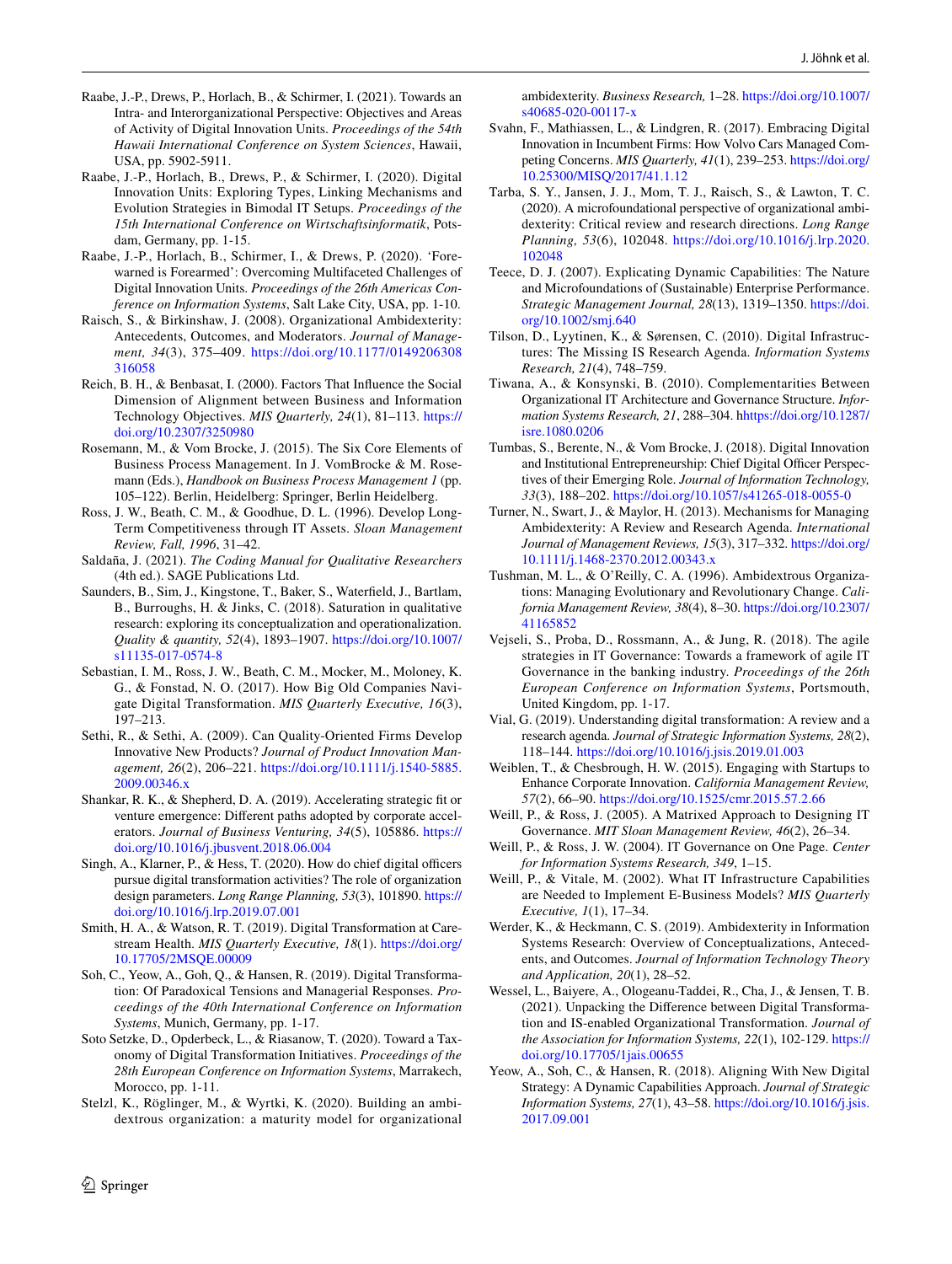Raabe, J.-P., Drews, P., Horlach, B., & Schirmer, I. (2021). Towards an Intra- and Interorganizational Perspective: Objectives and Areas of Activity of Digital Innovation Units. *Proceedings of the 54th Hawaii International Conference on System Sciences*, Hawaii, USA, pp. 5902-5911.

Raabe, J.-P., Horlach, B., Drews, P., & Schirmer, I. (2020). Digital Innovation Units: Exploring Types, Linking Mechanisms and Evolution Strategies in Bimodal IT Setups. *Proceedings of the 15th International Conference on Wirtschaftsinformatik*, Potsdam, Germany, pp. 1-15.

Raabe, J.-P., Horlach, B., Schirmer, I., & Drews, P. (2020). 'Forewarned is Forearmed': Overcoming Multifaceted Challenges of Digital Innovation Units. *Proceedings of the 26th Americas Conference on Information Systems*, Salt Lake City, USA, pp. 1-10.

Raisch, S., & Birkinshaw, J. (2008). Organizational Ambidexterity: Antecedents, Outcomes, and Moderators. *Journal of Management, 34*(3), 375–409. https://doi.org/10.1177/0149206308316058

Reich, B. H., & Benbasat, I. (2000). Factors That Influence the Social Dimension of Alignment between Business and Information Technology Objectives. *MIS Quarterly, 24*(1), 81–113. https://doi.org/10.2307/3250980

Rosemann, M., & Vom Brocke, J. (2015). The Six Core Elements of Business Process Management. In J. VomBrocke & M. Rosemann (Eds.), *Handbook on Business Process Management 1* (pp. 105–122). Berlin, Heidelberg: Springer, Berlin Heidelberg.

Ross, J. W., Beath, C. M., & Goodhue, D. L. (1996). Develop Long-Term Competitiveness through IT Assets. *Sloan Management Review, Fall, 1996*, 31–42.

Saldaña, J. (2021). *The Coding Manual for Qualitative Researchers* (4th ed.). SAGE Publications Ltd.

Saunders, B., Sim, J., Kingstone, T., Baker, S., Waterfield, J., Bartlam, B., Burroughs, H. & Jinks, C. (2018). Saturation in qualitative research: exploring its conceptualization and operationalization. *Quality & quantity, 52*(4), 1893–1907. https://doi.org/10.1007/s11135-017-0574-8

Sebastian, I. M., Ross, J. W., Beath, C. M., Mocker, M., Moloney, K. G., & Fonstad, N. O. (2017). How Big Old Companies Navigate Digital Transformation. *MIS Quarterly Executive, 16*(3), 197–213.

Sethi, R., & Sethi, A. (2009). Can Quality-Oriented Firms Develop Innovative New Products? *Journal of Product Innovation Management, 26*(2), 206–221. https://doi.org/10.1111/j.1540-5885.2009.00346.x

Shankar, R. K., & Shepherd, D. A. (2019). Accelerating strategic fit or venture emergence: Different paths adopted by corporate accelerators. *Journal of Business Venturing, 34*(5), 105886. https://doi.org/10.1016/j.jbusvent.2018.06.004

Singh, A., Klarner, P., & Hess, T. (2020). How do chief digital officers pursue digital transformation activities? The role of organization design parameters. *Long Range Planning, 53*(3), 101890. https://doi.org/10.1016/j.lrp.2019.07.001

Smith, H. A., & Watson, R. T. (2019). Digital Transformation at Carestream Health. *MIS Quarterly Executive, 18*(1). https://doi.org/10.17705/2MSQE.00009

Soh, C., Yeow, A., Goh, Q., & Hansen, R. (2019). Digital Transformation: Of Paradoxical Tensions and Managerial Responses. *Proceedings of the 40th International Conference on Information Systems*, Munich, Germany, pp. 1-17.

Soto Setzke, D., Opderbeck, L., & Riasanow, T. (2020). Toward a Taxonomy of Digital Transformation Initiatives. *Proceedings of the 28th European Conference on Information Systems*, Marrakech, Morocco, pp. 1-11.

Stelzl, K., Röglinger, M., & Wyrtki, K. (2020). Building an ambidextrous organization: a maturity model for organizational ambidexterity. *Business Research,* 1–28. https://doi.org/10.1007/s40685-020-00117-x

Svahn, F., Mathiassen, L., & Lindgren, R. (2017). Embracing Digital Innovation in Incumbent Firms: How Volvo Cars Managed Competing Concerns. *MIS Quarterly, 41*(1), 239–253. https://doi.org/10.25300/MISQ/2017/41.1.12

Tarba, S. Y., Jansen, J. J., Mom, T. J., Raisch, S., & Lawton, T. C. (2020). A microfoundational perspective of organizational ambidexterity: Critical review and research directions. *Long Range Planning, 53*(6), 102048. https://doi.org/10.1016/j.lrp.2020.102048

Teece, D. J. (2007). Explicating Dynamic Capabilities: The Nature and Microfoundations of (Sustainable) Enterprise Performance. *Strategic Management Journal, 28*(13), 1319–1350. https://doi.org/10.1002/smj.640

Tilson, D., Lyytinen, K., & Sørensen, C. (2010). Digital Infrastructures: The Missing IS Research Agenda. *Information Systems Research, 21*(4), 748–759.

Tiwana, A., & Konsynski, B. (2010). Complementarities Between Organizational IT Architecture and Governance Structure. *Information Systems Research, 21*, 288–304. hhttps://doi.org/10.1287/isre.1080.0206

Tumbas, S., Berente, N., & Vom Brocke, J. (2018). Digital Innovation and Institutional Entrepreneurship: Chief Digital Officer Perspectives of their Emerging Role. *Journal of Information Technology, 33*(3), 188–202. https://doi.org/10.1057/s41265-018-0055-0

Turner, N., Swart, J., & Maylor, H. (2013). Mechanisms for Managing Ambidexterity: A Review and Research Agenda. *International Journal of Management Reviews, 15*(3), 317–332. https://doi.org/10.1111/j.1468-2370.2012.00343.x

Tushman, M. L., & O'Reilly, C. A. (1996). Ambidextrous Organizations: Managing Evolutionary and Revolutionary Change. *California Management Review, 38*(4), 8–30. https://doi.org/10.2307/41165852

Vejseli, S., Proba, D., Rossmann, A., & Jung, R. (2018). The agile strategies in IT Governance: Towards a framework of agile IT Governance in the banking industry. *Proceedings of the 26th European Conference on Information Systems*, Portsmouth, United Kingdom, pp. 1-17.

Vial, G. (2019). Understanding digital transformation: A review and a research agenda. *Journal of Strategic Information Systems, 28*(2), 118–144. https://doi.org/10.1016/j.jsis.2019.01.003

Weiblen, T., & Chesbrough, H. W. (2015). Engaging with Startups to Enhance Corporate Innovation. *California Management Review, 57*(2), 66–90. https://doi.org/10.1525/cmr.2015.57.2.66

Weill, P., & Ross, J. (2005). A Matrixed Approach to Designing IT Governance. *MIT Sloan Management Review, 46*(2), 26–34.

Weill, P., & Ross, J. W. (2004). IT Governance on One Page. *Center for Information Systems Research, 349*, 1–15.

Weill, P., & Vitale, M. (2002). What IT Infrastructure Capabilities are Needed to Implement E-Business Models? *MIS Quarterly Executive, 1*(1), 17–34.

Werder, K., & Heckmann, C. S. (2019). Ambidexterity in Information Systems Research: Overview of Conceptualizations, Antecedents, and Outcomes. *Journal of Information Technology Theory and Application, 20*(1), 28–52.

Wessel, L., Baiyere, A., Ologeanu-Taddei, R., Cha, J., & Jensen, T. B. (2021). Unpacking the Difference between Digital Transformation and IS-enabled Organizational Transformation. *Journal of the Association for Information Systems, 22*(1), 102-129. https://doi.org/10.17705/1jais.00655

Yeow, A., Soh, C., & Hansen, R. (2018). Aligning With New Digital Strategy: A Dynamic Capabilities Approach. *Journal of Strategic Information Systems, 27*(1), 43–58. https://doi.org/10.1016/j.jsis.2017.09.001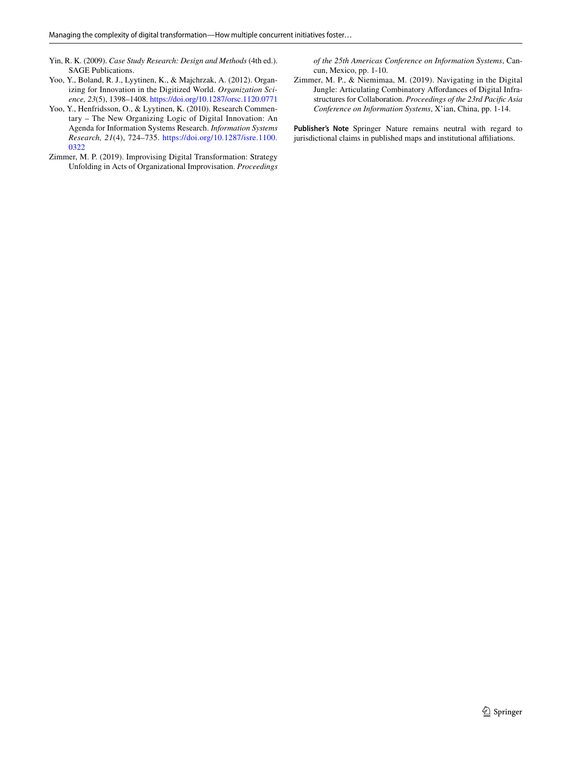Yin, R. K. (2009). *Case Study Research: Design and Methods* (4th ed.). SAGE Publications.

Yoo, Y., Boland, R. J., Lyytinen, K., & Majchrzak, A. (2012). Organizing for Innovation in the Digitized World. *Organization Science, 23*(5), 1398–1408. https://doi.org/10.1287/orsc.1120.0771

Yoo, Y., Henfridsson, O., & Lyytinen, K. (2010). Research Commentary – The New Organizing Logic of Digital Innovation: An Agenda for Information Systems Research. *Information Systems Research, 21*(4), 724–735. https://doi.org/10.1287/isre.1100.0322

Zimmer, M. P. (2019). Improvising Digital Transformation: Strategy Unfolding in Acts of Organizational Improvisation. *Proceedings of the 25th Americas Conference on Information Systems*, Cancun, Mexico, pp. 1-10.

Zimmer, M. P., & Niemimaa, M. (2019). Navigating in the Digital Jungle: Articulating Combinatory Affordances of Digital Infrastructures for Collaboration. *Proceedings of the 23rd Pacific Asia Conference on Information Systems*, X'ian, China, pp. 1-14.

**Publisher's Note** Springer Nature remains neutral with regard to jurisdictional claims in published maps and institutional affiliations.